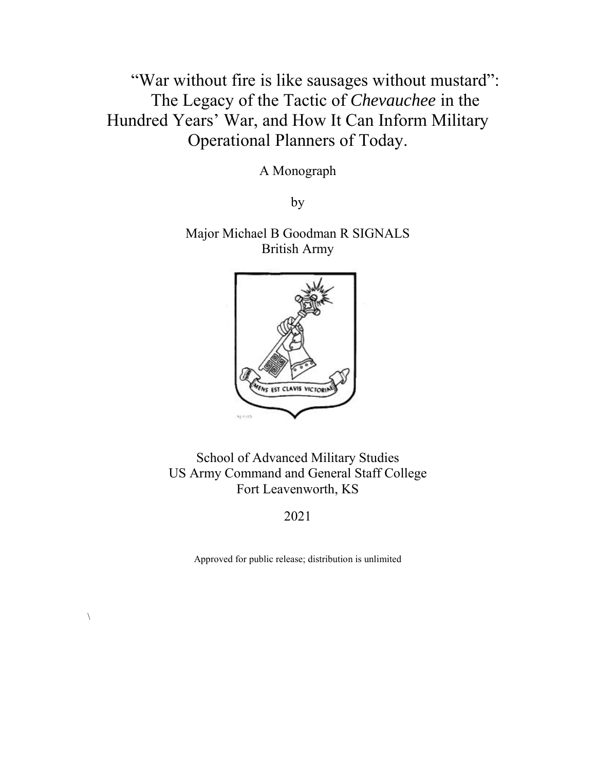# "War without fire is like sausages without mustard": The Legacy of the Tactic of *Chevauchee* in the Hundred Years' War, and How It Can Inform Military Operational Planners of Today.

A Monograph

by

Major Michael B Goodman R SIGNALS
British Army

School of Advanced Military Studies
US Army Command and General Staff College
Fort Leavenworth, KS

2021

Approved for public release; distribution is unlimited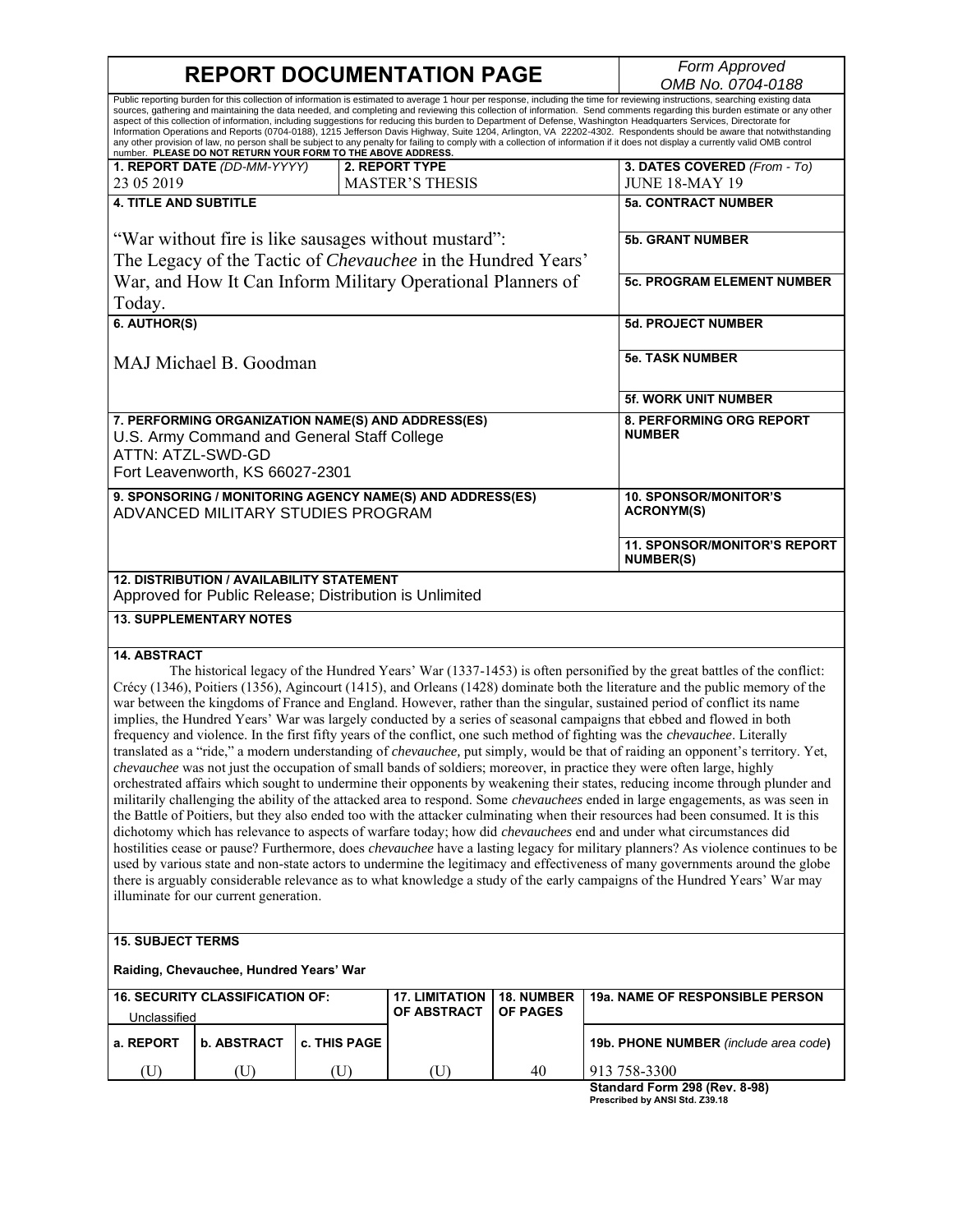# REPORT DOCUMENTATION PAGE

*Form Approved*
*OMB No. 0704-0188*

Public reporting burden for this collection of information is estimated to average 1 hour per response, including the time for reviewing instructions, searching existing data sources, gathering and maintaining the data needed, and completing and reviewing this collection of information. Send comments regarding this burden estimate or any other aspect of this collection of information, including suggestions for reducing this burden to Department of Defense, Washington Headquarters Services, Directorate for Information Operations and Reports (0704-0188), 1215 Jefferson Davis Highway, Suite 1204, Arlington, VA 22202-4302. Respondents should be aware that notwithstanding any other provision of law, no person shall be subject to any penalty for failing to comply with a collection of information if it does not display a currently valid OMB control number. **PLEASE DO NOT RETURN YOUR FORM TO THE ABOVE ADDRESS.**

| **1. REPORT DATE** *(DD-MM-YYYY)* | **2. REPORT TYPE** | **3. DATES COVERED** *(From - To)* |
|---|---|---|
| 23 05 2019 | MASTER'S THESIS | JUNE 18-MAY 19 |

**4. TITLE AND SUBTITLE**

"War without fire is like sausages without mustard": The Legacy of the Tactic of *Chevauchee* in the Hundred Years' War, and How It Can Inform Military Operational Planners of Today.

**5a. CONTRACT NUMBER**

**5b. GRANT NUMBER**

**5c. PROGRAM ELEMENT NUMBER**

**6. AUTHOR(S)**

MAJ Michael B. Goodman

**5d. PROJECT NUMBER**

**5e. TASK NUMBER**

**5f. WORK UNIT NUMBER**

**7. PERFORMING ORGANIZATION NAME(S) AND ADDRESS(ES)**
U.S. Army Command and General Staff College
ATTN: ATZL-SWD-GD
Fort Leavenworth, KS 66027-2301

**8. PERFORMING ORG REPORT NUMBER**

**9. SPONSORING / MONITORING AGENCY NAME(S) AND ADDRESS(ES)**
ADVANCED MILITARY STUDIES PROGRAM

**10. SPONSOR/MONITOR'S ACRONYM(S)**

**11. SPONSOR/MONITOR'S REPORT NUMBER(S)**

**12. DISTRIBUTION / AVAILABILITY STATEMENT**
Approved for Public Release; Distribution is Unlimited

**13. SUPPLEMENTARY NOTES**

**14. ABSTRACT**

The historical legacy of the Hundred Years' War (1337-1453) is often personified by the great battles of the conflict: Crécy (1346), Poitiers (1356), Agincourt (1415), and Orleans (1428) dominate both the literature and the public memory of the war between the kingdoms of France and England. However, rather than the singular, sustained period of conflict its name implies, the Hundred Years' War was largely conducted by a series of seasonal campaigns that ebbed and flowed in both frequency and violence. In the first fifty years of the conflict, one such method of fighting was the *chevauchee*. Literally translated as a "ride," a modern understanding of *chevauchee,* put simply*,* would be that of raiding an opponent's territory. Yet, *chevauchee* was not just the occupation of small bands of soldiers; moreover, in practice they were often large, highly orchestrated affairs which sought to undermine their opponents by weakening their states, reducing income through plunder and militarily challenging the ability of the attacked area to respond. Some *chevauchees* ended in large engagements, as was seen in the Battle of Poitiers, but they also ended too with the attacker culminating when their resources had been consumed. It is this dichotomy which has relevance to aspects of warfare today; how did *chevauchees* end and under what circumstances did hostilities cease or pause? Furthermore, does *chevauchee* have a lasting legacy for military planners? As violence continues to be used by various state and non-state actors to undermine the legitimacy and effectiveness of many governments around the globe there is arguably considerable relevance as to what knowledge a study of the early campaigns of the Hundred Years' War may illuminate for our current generation.

**15. SUBJECT TERMS**

**Raiding, Chevauchee, Hundred Years' War**

| **16. SECURITY CLASSIFICATION OF:** Unclassified | | | **17. LIMITATION OF ABSTRACT** | **18. NUMBER OF PAGES** | **19a. NAME OF RESPONSIBLE PERSON** |
|---|---|---|---|---|---|
| **a. REPORT** | **b. ABSTRACT** | **c. THIS PAGE** | | | **19b. PHONE NUMBER** *(include area code)* |
| (U) | (U) | (U) | (U) | 40 | 913 758-3300 |

**Standard Form 298 (Rev. 8-98)**
**Prescribed by ANSI Std. Z39.18**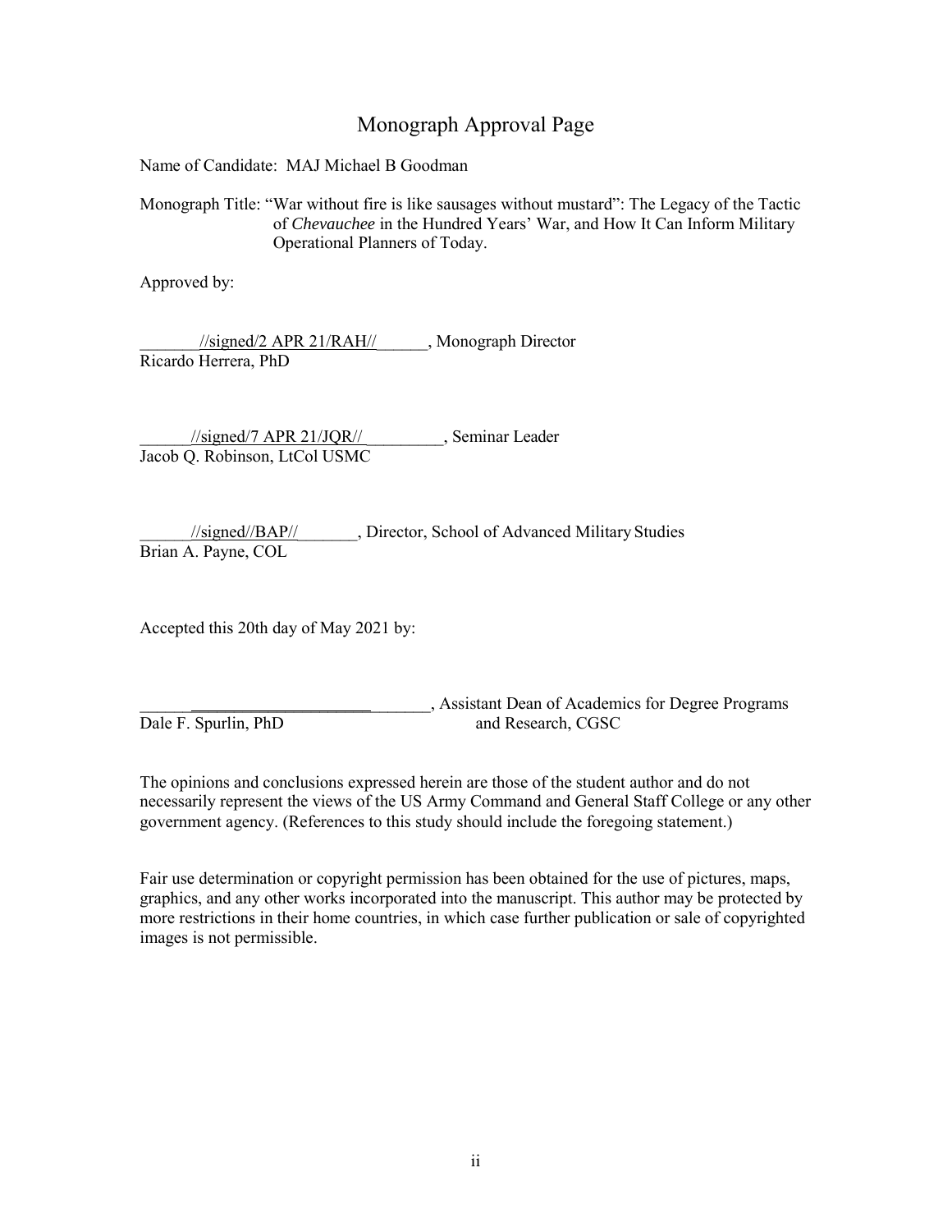# Monograph Approval Page

Name of Candidate: MAJ Michael B Goodman

Monograph Title: "War without fire is like sausages without mustard": The Legacy of the Tactic of *Chevauchee* in the Hundred Years' War, and How It Can Inform Military Operational Planners of Today.

Approved by:

_______//signed/2 APR 21/RAH//______, Monograph Director
Ricardo Herrera, PhD

______//signed/7 APR 21/JQR//_________, Seminar Leader
Jacob Q. Robinson, LtCol USMC

______//signed//BAP//_______, Director, School of Advanced Military Studies
Brian A. Payne, COL

Accepted this 20th day of May 2021 by:

__________________________________, Assistant Dean of Academics for Degree Programs and Research, CGSC
Dale F. Spurlin, PhD

The opinions and conclusions expressed herein are those of the student author and do not necessarily represent the views of the US Army Command and General Staff College or any other government agency. (References to this study should include the foregoing statement.)

Fair use determination or copyright permission has been obtained for the use of pictures, maps, graphics, and any other works incorporated into the manuscript. This author may be protected by more restrictions in their home countries, in which case further publication or sale of copyrighted images is not permissible.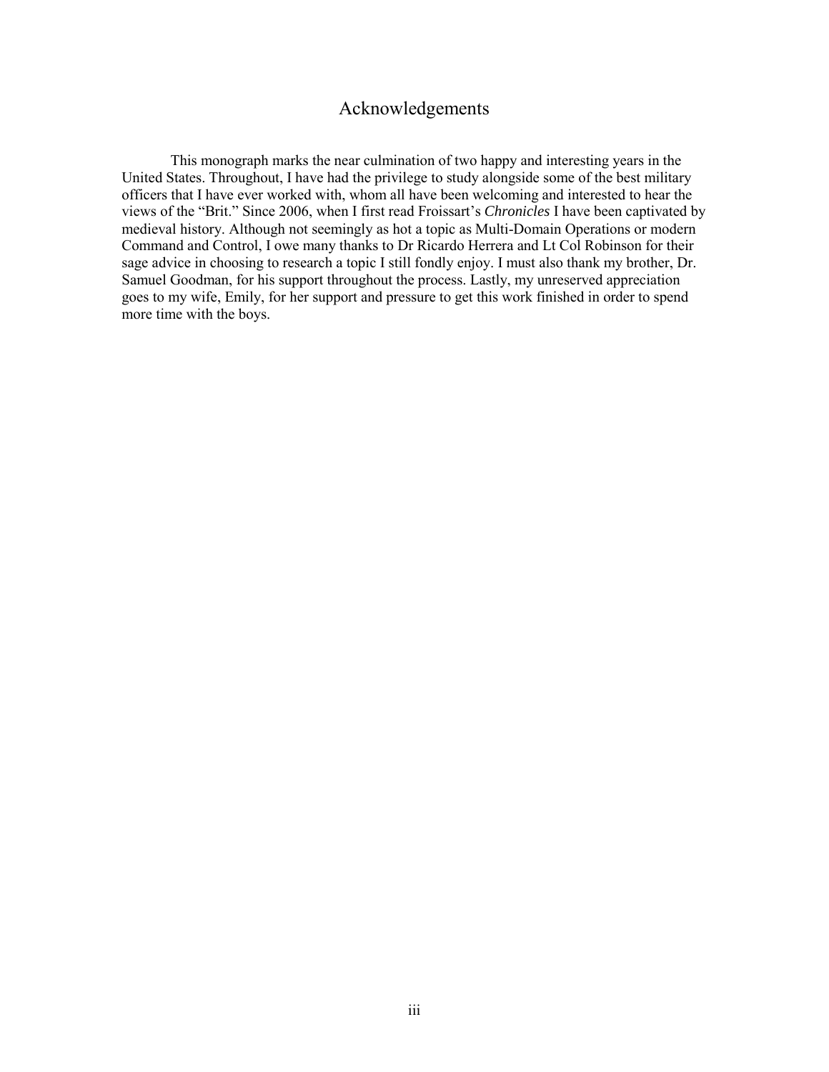# Acknowledgements

This monograph marks the near culmination of two happy and interesting years in the United States. Throughout, I have had the privilege to study alongside some of the best military officers that I have ever worked with, whom all have been welcoming and interested to hear the views of the "Brit." Since 2006, when I first read Froissart's *Chronicles* I have been captivated by medieval history. Although not seemingly as hot a topic as Multi-Domain Operations or modern Command and Control, I owe many thanks to Dr Ricardo Herrera and Lt Col Robinson for their sage advice in choosing to research a topic I still fondly enjoy. I must also thank my brother, Dr. Samuel Goodman, for his support throughout the process. Lastly, my unreserved appreciation goes to my wife, Emily, for her support and pressure to get this work finished in order to spend more time with the boys.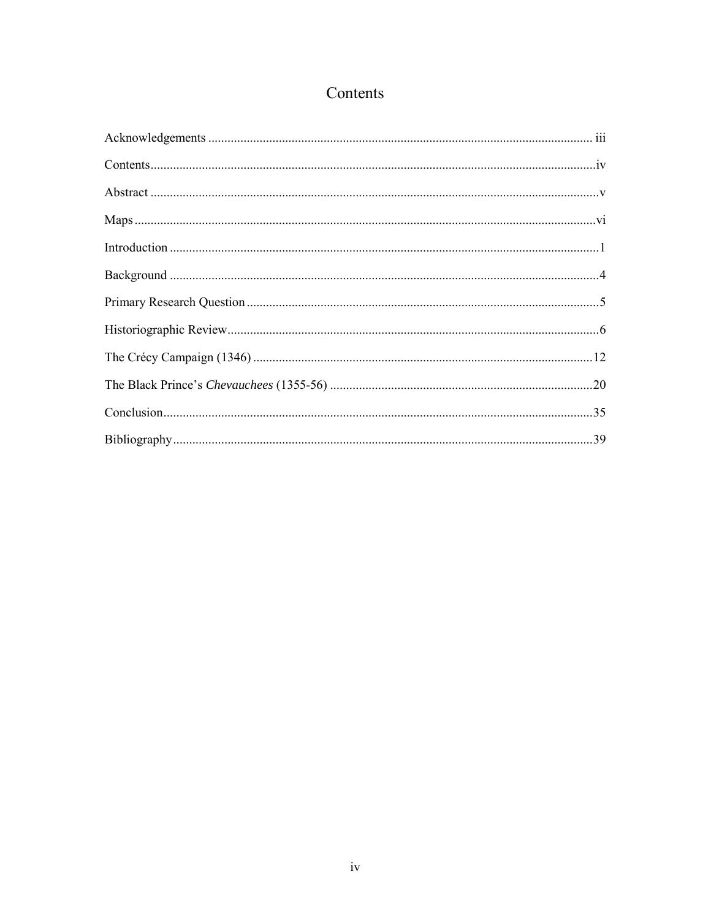# Contents

Acknowledgements ........................................................................................................................ iii

Contents..........................................................................................................................................iv

Abstract ...........................................................................................................................................v

Maps ...............................................................................................................................................vi

Introduction .....................................................................................................................................1

Background .....................................................................................................................................4

Primary Research Question .............................................................................................................5

Historiographic Review....................................................................................................................6

The Crécy Campaign (1346) ..........................................................................................................12

The Black Prince's *Chevauchees* (1355-56) ..................................................................................20

Conclusion.....................................................................................................................................35

Bibliography..................................................................................................................................39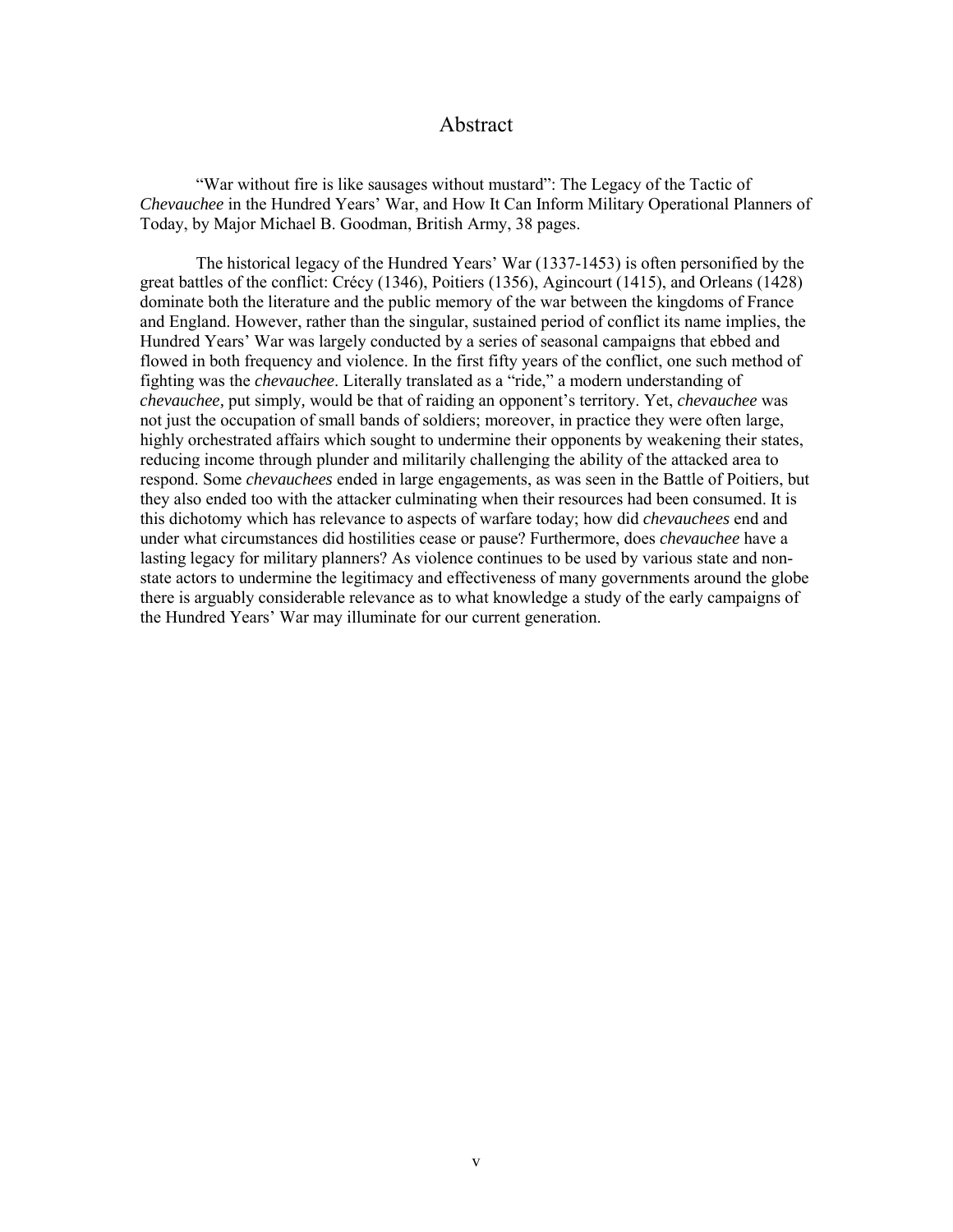# Abstract

"War without fire is like sausages without mustard": The Legacy of the Tactic of *Chevauchee* in the Hundred Years' War, and How It Can Inform Military Operational Planners of Today, by Major Michael B. Goodman, British Army, 38 pages.

The historical legacy of the Hundred Years' War (1337-1453) is often personified by the great battles of the conflict: Crécy (1346), Poitiers (1356), Agincourt (1415), and Orleans (1428) dominate both the literature and the public memory of the war between the kingdoms of France and England. However, rather than the singular, sustained period of conflict its name implies, the Hundred Years' War was largely conducted by a series of seasonal campaigns that ebbed and flowed in both frequency and violence. In the first fifty years of the conflict, one such method of fighting was the *chevauchee*. Literally translated as a "ride," a modern understanding of *chevauchee,* put simply*,* would be that of raiding an opponent's territory. Yet, *chevauchee* was not just the occupation of small bands of soldiers; moreover, in practice they were often large, highly orchestrated affairs which sought to undermine their opponents by weakening their states, reducing income through plunder and militarily challenging the ability of the attacked area to respond. Some *chevauchees* ended in large engagements, as was seen in the Battle of Poitiers, but they also ended too with the attacker culminating when their resources had been consumed. It is this dichotomy which has relevance to aspects of warfare today; how did *chevauchees* end and under what circumstances did hostilities cease or pause? Furthermore, does *chevauchee* have a lasting legacy for military planners? As violence continues to be used by various state and non-state actors to undermine the legitimacy and effectiveness of many governments around the globe there is arguably considerable relevance as to what knowledge a study of the early campaigns of the Hundred Years' War may illuminate for our current generation.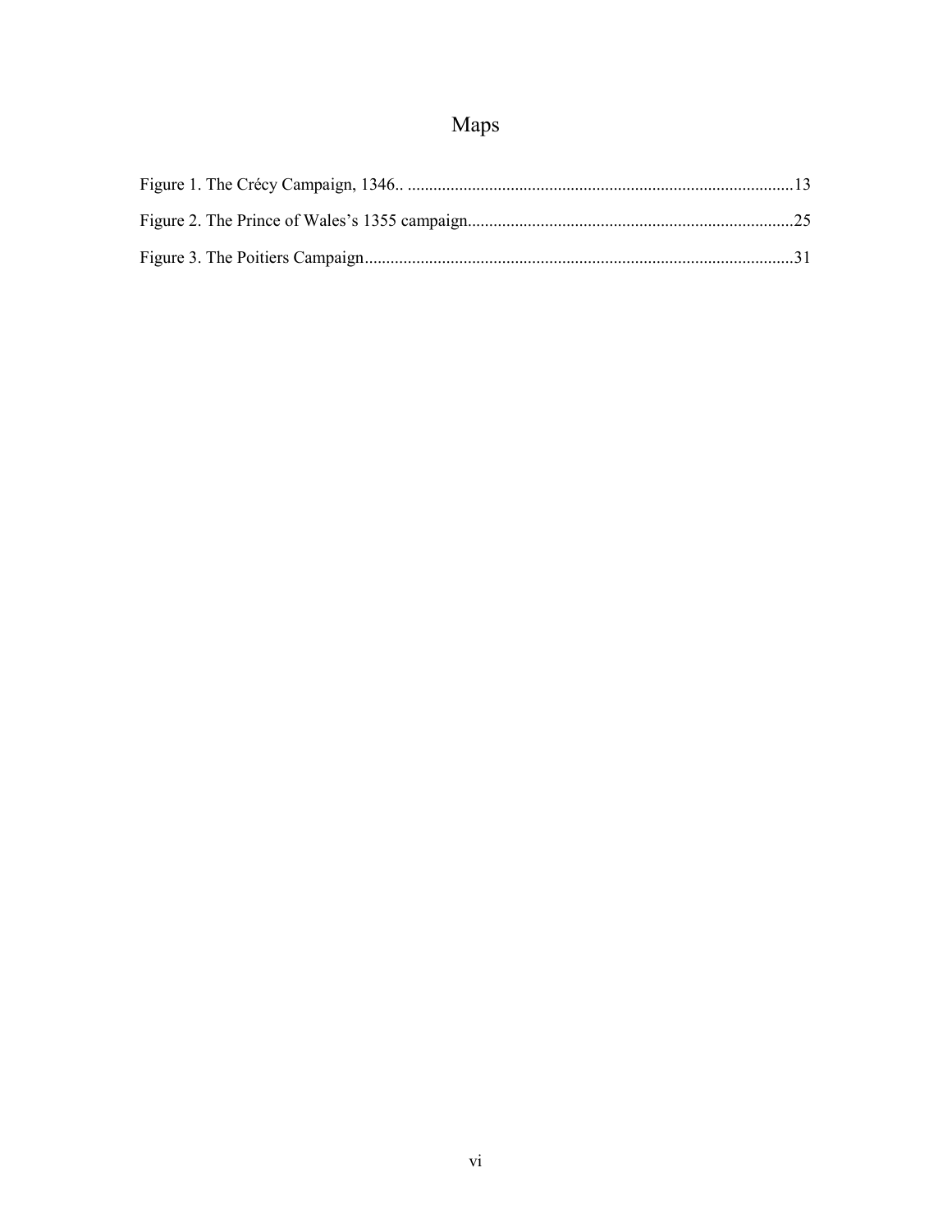# Maps

Figure 1. The Crécy Campaign, 1346.. ........................................................................................13

Figure 2. The Prince of Wales's 1355 campaign...........................................................................25

Figure 3. The Poitiers Campaign....................................................................................................31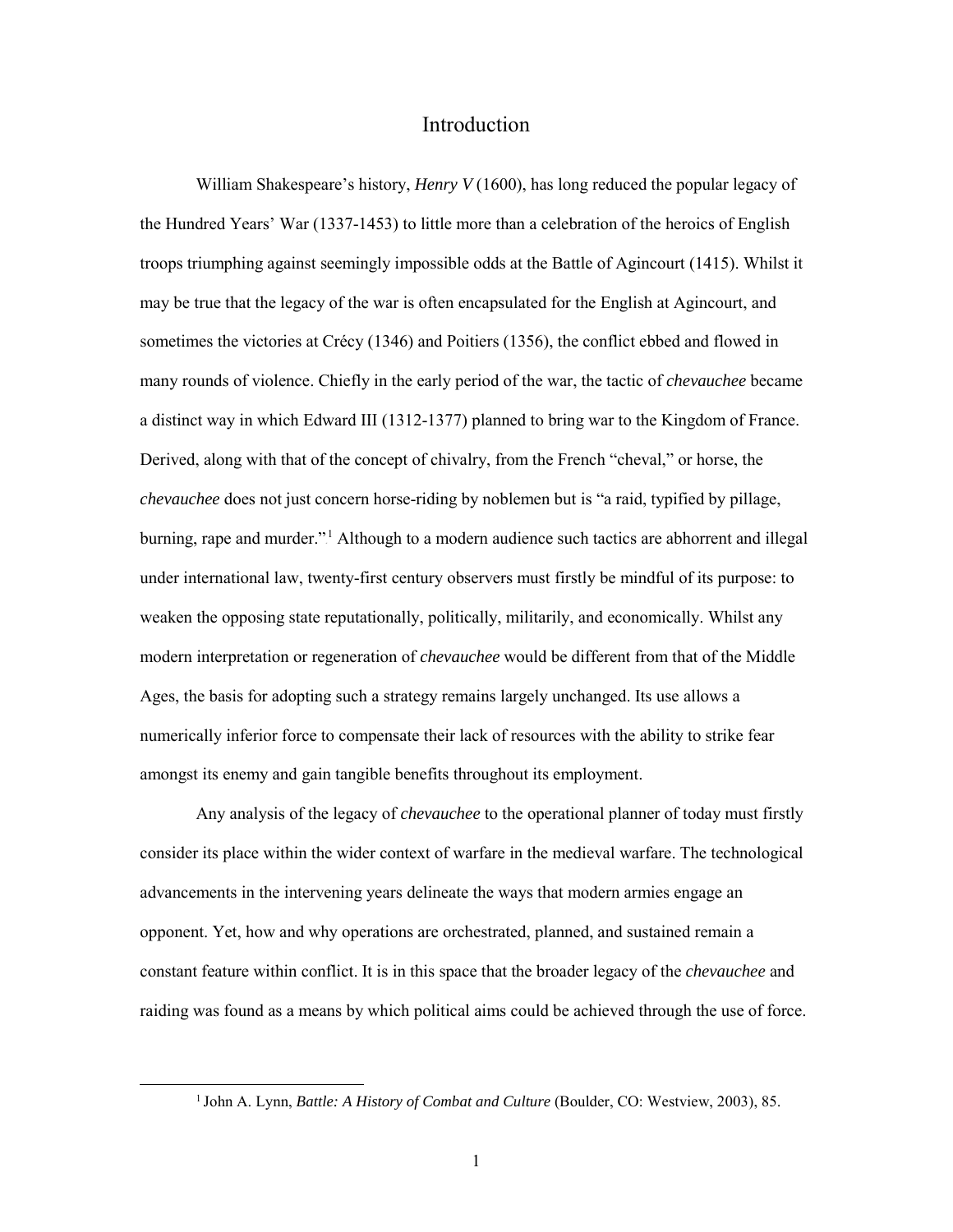# Introduction

William Shakespeare's history, *Henry V* (1600), has long reduced the popular legacy of the Hundred Years' War (1337-1453) to little more than a celebration of the heroics of English troops triumphing against seemingly impossible odds at the Battle of Agincourt (1415). Whilst it may be true that the legacy of the war is often encapsulated for the English at Agincourt, and sometimes the victories at Crécy (1346) and Poitiers (1356), the conflict ebbed and flowed in many rounds of violence. Chiefly in the early period of the war, the tactic of *chevauchee* became a distinct way in which Edward III (1312-1377) planned to bring war to the Kingdom of France. Derived, along with that of the concept of chivalry, from the French "cheval," or horse, the *chevauchee* does not just concern horse-riding by noblemen but is "a raid, typified by pillage, burning, rape and murder."[1] Although to a modern audience such tactics are abhorrent and illegal under international law, twenty-first century observers must firstly be mindful of its purpose: to weaken the opposing state reputationally, politically, militarily, and economically. Whilst any modern interpretation or regeneration of *chevauchee* would be different from that of the Middle Ages, the basis for adopting such a strategy remains largely unchanged. Its use allows a numerically inferior force to compensate their lack of resources with the ability to strike fear amongst its enemy and gain tangible benefits throughout its employment.

Any analysis of the legacy of *chevauchee* to the operational planner of today must firstly consider its place within the wider context of warfare in the medieval warfare. The technological advancements in the intervening years delineate the ways that modern armies engage an opponent. Yet, how and why operations are orchestrated, planned, and sustained remain a constant feature within conflict. It is in this space that the broader legacy of the *chevauchee* and raiding was found as a means by which political aims could be achieved through the use of force.

---

[1] John A. Lynn, *Battle: A History of Combat and Culture* (Boulder, CO: Westview, 2003), 85.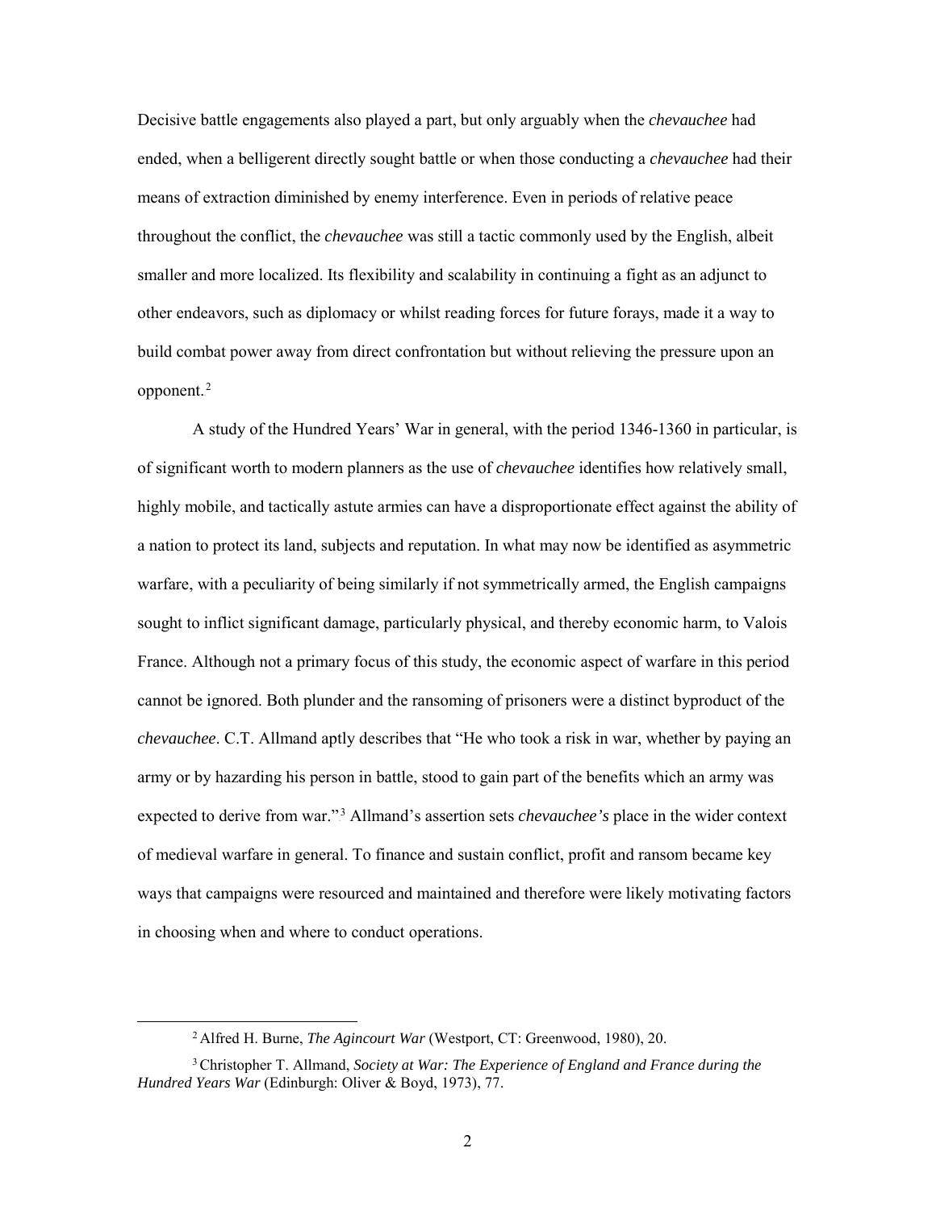Decisive battle engagements also played a part, but only arguably when the *chevauchee* had ended, when a belligerent directly sought battle or when those conducting a *chevauchee* had their means of extraction diminished by enemy interference. Even in periods of relative peace throughout the conflict, the *chevauchee* was still a tactic commonly used by the English, albeit smaller and more localized. Its flexibility and scalability in continuing a fight as an adjunct to other endeavors, such as diplomacy or whilst reading forces for future forays, made it a way to build combat power away from direct confrontation but without relieving the pressure upon an opponent.[2]

A study of the Hundred Years' War in general, with the period 1346-1360 in particular, is of significant worth to modern planners as the use of *chevauchee* identifies how relatively small, highly mobile, and tactically astute armies can have a disproportionate effect against the ability of a nation to protect its land, subjects and reputation. In what may now be identified as asymmetric warfare, with a peculiarity of being similarly if not symmetrically armed, the English campaigns sought to inflict significant damage, particularly physical, and thereby economic harm, to Valois France. Although not a primary focus of this study, the economic aspect of warfare in this period cannot be ignored. Both plunder and the ransoming of prisoners were a distinct byproduct of the *chevauchee*. C.T. Allmand aptly describes that "He who took a risk in war, whether by paying an army or by hazarding his person in battle, stood to gain part of the benefits which an army was expected to derive from war."[3] Allmand's assertion sets *chevauchee's* place in the wider context of medieval warfare in general. To finance and sustain conflict, profit and ransom became key ways that campaigns were resourced and maintained and therefore were likely motivating factors in choosing when and where to conduct operations.

---

[2] Alfred H. Burne, *The Agincourt War* (Westport, CT: Greenwood, 1980), 20.

[3] Christopher T. Allmand, *Society at War: The Experience of England and France during the Hundred Years War* (Edinburgh: Oliver & Boyd, 1973), 77.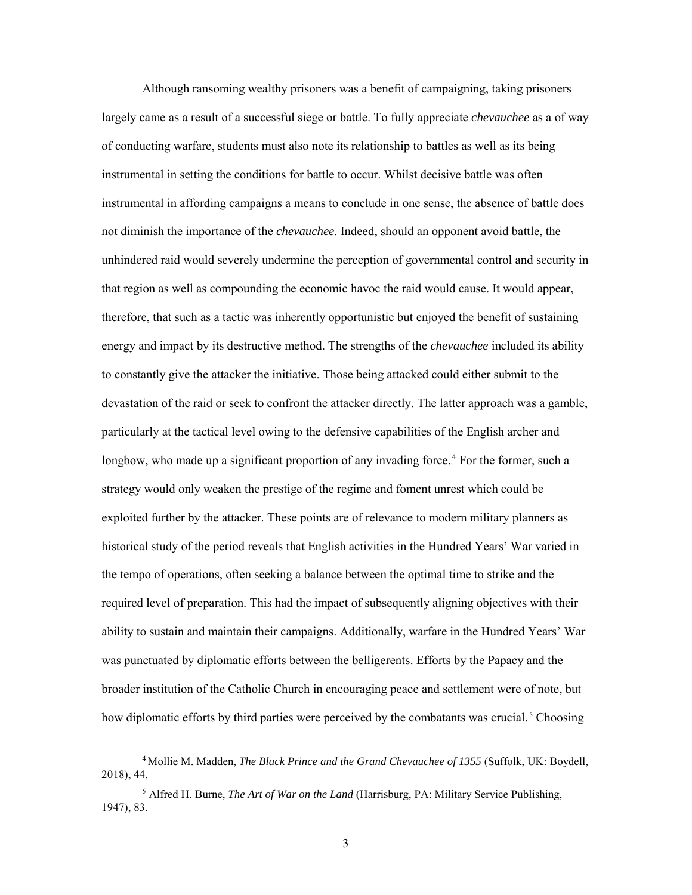Although ransoming wealthy prisoners was a benefit of campaigning, taking prisoners largely came as a result of a successful siege or battle. To fully appreciate *chevauchee* as a of way of conducting warfare, students must also note its relationship to battles as well as its being instrumental in setting the conditions for battle to occur. Whilst decisive battle was often instrumental in affording campaigns a means to conclude in one sense, the absence of battle does not diminish the importance of the *chevauchee*. Indeed, should an opponent avoid battle, the unhindered raid would severely undermine the perception of governmental control and security in that region as well as compounding the economic havoc the raid would cause. It would appear, therefore, that such as a tactic was inherently opportunistic but enjoyed the benefit of sustaining energy and impact by its destructive method. The strengths of the *chevauchee* included its ability to constantly give the attacker the initiative. Those being attacked could either submit to the devastation of the raid or seek to confront the attacker directly. The latter approach was a gamble, particularly at the tactical level owing to the defensive capabilities of the English archer and longbow, who made up a significant proportion of any invading force.[4] For the former, such a strategy would only weaken the prestige of the regime and foment unrest which could be exploited further by the attacker. These points are of relevance to modern military planners as historical study of the period reveals that English activities in the Hundred Years' War varied in the tempo of operations, often seeking a balance between the optimal time to strike and the required level of preparation. This had the impact of subsequently aligning objectives with their ability to sustain and maintain their campaigns. Additionally, warfare in the Hundred Years' War was punctuated by diplomatic efforts between the belligerents. Efforts by the Papacy and the broader institution of the Catholic Church in encouraging peace and settlement were of note, but how diplomatic efforts by third parties were perceived by the combatants was crucial.[5] Choosing

---

[4] Mollie M. Madden, *The Black Prince and the Grand Chevauchee of 1355* (Suffolk, UK: Boydell, 2018), 44.

[5] Alfred H. Burne, *The Art of War on the Land* (Harrisburg, PA: Military Service Publishing, 1947), 83.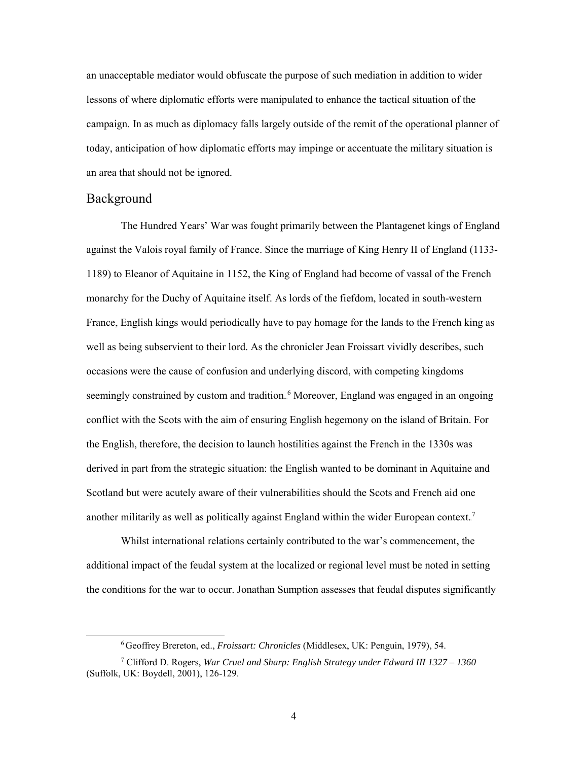an unacceptable mediator would obfuscate the purpose of such mediation in addition to wider lessons of where diplomatic efforts were manipulated to enhance the tactical situation of the campaign. In as much as diplomacy falls largely outside of the remit of the operational planner of today, anticipation of how diplomatic efforts may impinge or accentuate the military situation is an area that should not be ignored.

## Background

The Hundred Years' War was fought primarily between the Plantagenet kings of England against the Valois royal family of France. Since the marriage of King Henry II of England (1133-1189) to Eleanor of Aquitaine in 1152, the King of England had become of vassal of the French monarchy for the Duchy of Aquitaine itself. As lords of the fiefdom, located in south-western France, English kings would periodically have to pay homage for the lands to the French king as well as being subservient to their lord. As the chronicler Jean Froissart vividly describes, such occasions were the cause of confusion and underlying discord, with competing kingdoms seemingly constrained by custom and tradition.[6] Moreover, England was engaged in an ongoing conflict with the Scots with the aim of ensuring English hegemony on the island of Britain. For the English, therefore, the decision to launch hostilities against the French in the 1330s was derived in part from the strategic situation: the English wanted to be dominant in Aquitaine and Scotland but were acutely aware of their vulnerabilities should the Scots and French aid one another militarily as well as politically against England within the wider European context.[7]

Whilst international relations certainly contributed to the war's commencement, the additional impact of the feudal system at the localized or regional level must be noted in setting the conditions for the war to occur. Jonathan Sumption assesses that feudal disputes significantly

---

[6] Geoffrey Brereton, ed., *Froissart: Chronicles* (Middlesex, UK: Penguin, 1979), 54.

[7] Clifford D. Rogers, *War Cruel and Sharp: English Strategy under Edward III 1327 – 1360* (Suffolk, UK: Boydell, 2001), 126-129.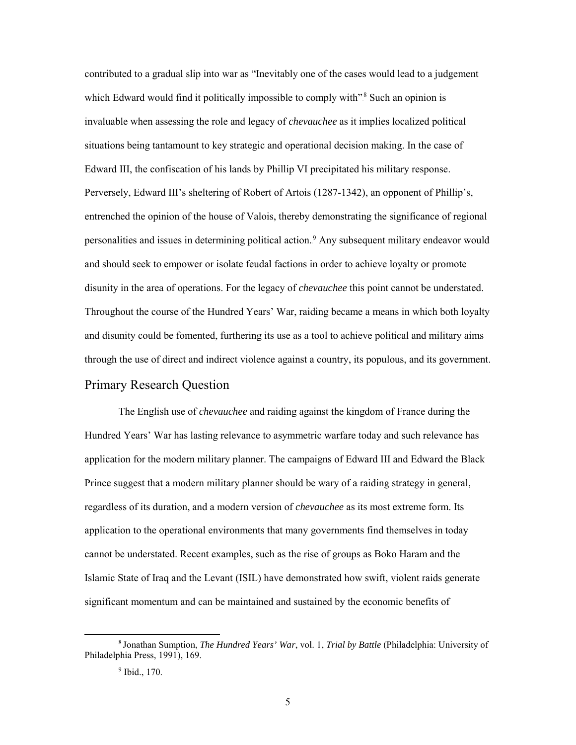contributed to a gradual slip into war as "Inevitably one of the cases would lead to a judgement which Edward would find it politically impossible to comply with".[8] Such an opinion is invaluable when assessing the role and legacy of *chevauchee* as it implies localized political situations being tantamount to key strategic and operational decision making. In the case of Edward III, the confiscation of his lands by Phillip VI precipitated his military response. Perversely, Edward III's sheltering of Robert of Artois (1287-1342), an opponent of Phillip's, entrenched the opinion of the house of Valois, thereby demonstrating the significance of regional personalities and issues in determining political action.[9] Any subsequent military endeavor would and should seek to empower or isolate feudal factions in order to achieve loyalty or promote disunity in the area of operations. For the legacy of *chevauchee* this point cannot be understated. Throughout the course of the Hundred Years' War, raiding became a means in which both loyalty and disunity could be fomented, furthering its use as a tool to achieve political and military aims through the use of direct and indirect violence against a country, its populous, and its government.

## Primary Research Question

The English use of *chevauchee* and raiding against the kingdom of France during the Hundred Years' War has lasting relevance to asymmetric warfare today and such relevance has application for the modern military planner. The campaigns of Edward III and Edward the Black Prince suggest that a modern military planner should be wary of a raiding strategy in general, regardless of its duration, and a modern version of *chevauchee* as its most extreme form. Its application to the operational environments that many governments find themselves in today cannot be understated. Recent examples, such as the rise of groups as Boko Haram and the Islamic State of Iraq and the Levant (ISIL) have demonstrated how swift, violent raids generate significant momentum and can be maintained and sustained by the economic benefits of

[8] Jonathan Sumption, *The Hundred Years' War*, vol. 1, *Trial by Battle* (Philadelphia: University of Philadelphia Press, 1991), 169.

[9] Ibid., 170.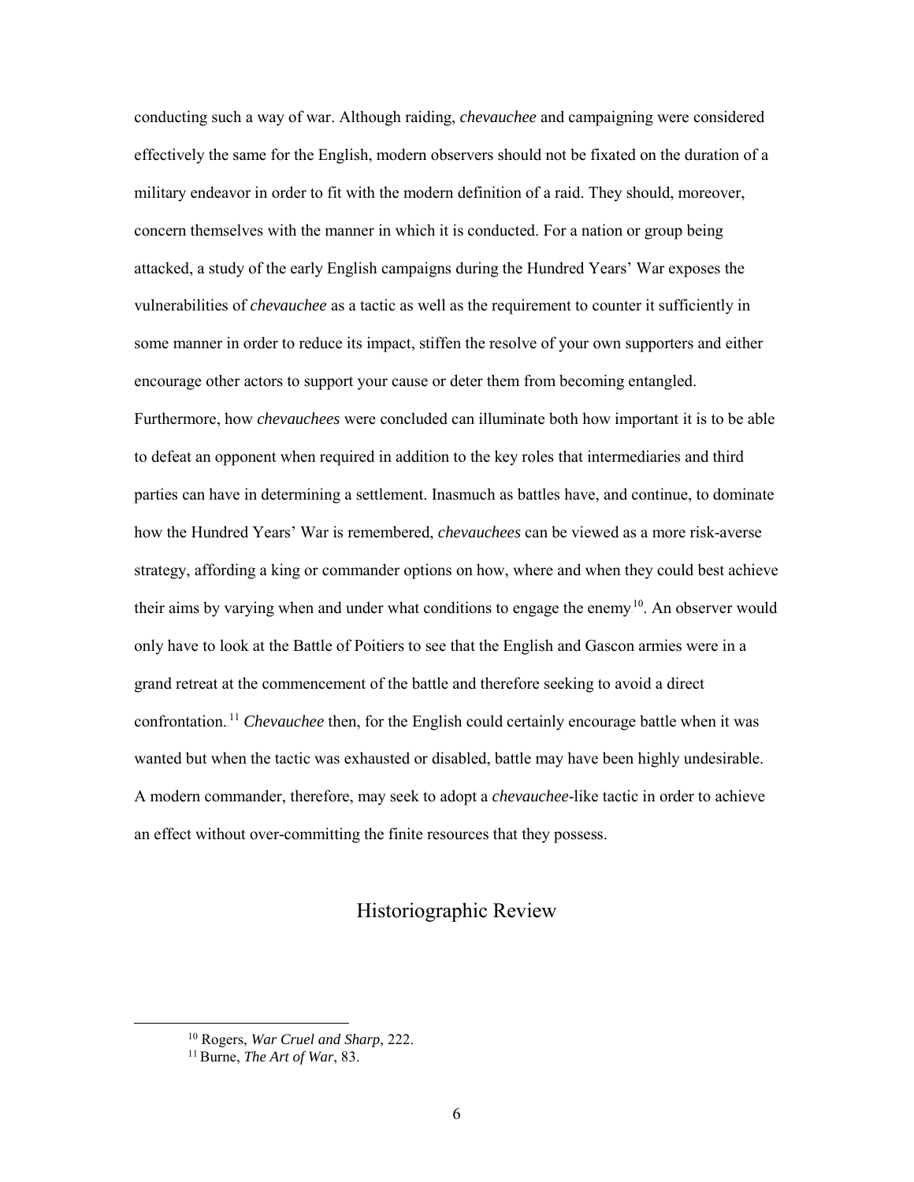conducting such a way of war. Although raiding, *chevauchee* and campaigning were considered effectively the same for the English, modern observers should not be fixated on the duration of a military endeavor in order to fit with the modern definition of a raid. They should, moreover, concern themselves with the manner in which it is conducted. For a nation or group being attacked, a study of the early English campaigns during the Hundred Years' War exposes the vulnerabilities of *chevauchee* as a tactic as well as the requirement to counter it sufficiently in some manner in order to reduce its impact, stiffen the resolve of your own supporters and either encourage other actors to support your cause or deter them from becoming entangled. Furthermore, how *chevauchees* were concluded can illuminate both how important it is to be able to defeat an opponent when required in addition to the key roles that intermediaries and third parties can have in determining a settlement. Inasmuch as battles have, and continue, to dominate how the Hundred Years' War is remembered, *chevauchees* can be viewed as a more risk-averse strategy, affording a king or commander options on how, where and when they could best achieve their aims by varying when and under what conditions to engage the enemy[10]. An observer would only have to look at the Battle of Poitiers to see that the English and Gascon armies were in a grand retreat at the commencement of the battle and therefore seeking to avoid a direct confrontation.[11] *Chevauchee* then, for the English could certainly encourage battle when it was wanted but when the tactic was exhausted or disabled, battle may have been highly undesirable. A modern commander, therefore, may seek to adopt a *chevauchee*-like tactic in order to achieve an effect without over-committing the finite resources that they possess.

## Historiographic Review

[10] Rogers, *War Cruel and Sharp*, 222.

[11] Burne, *The Art of War*, 83.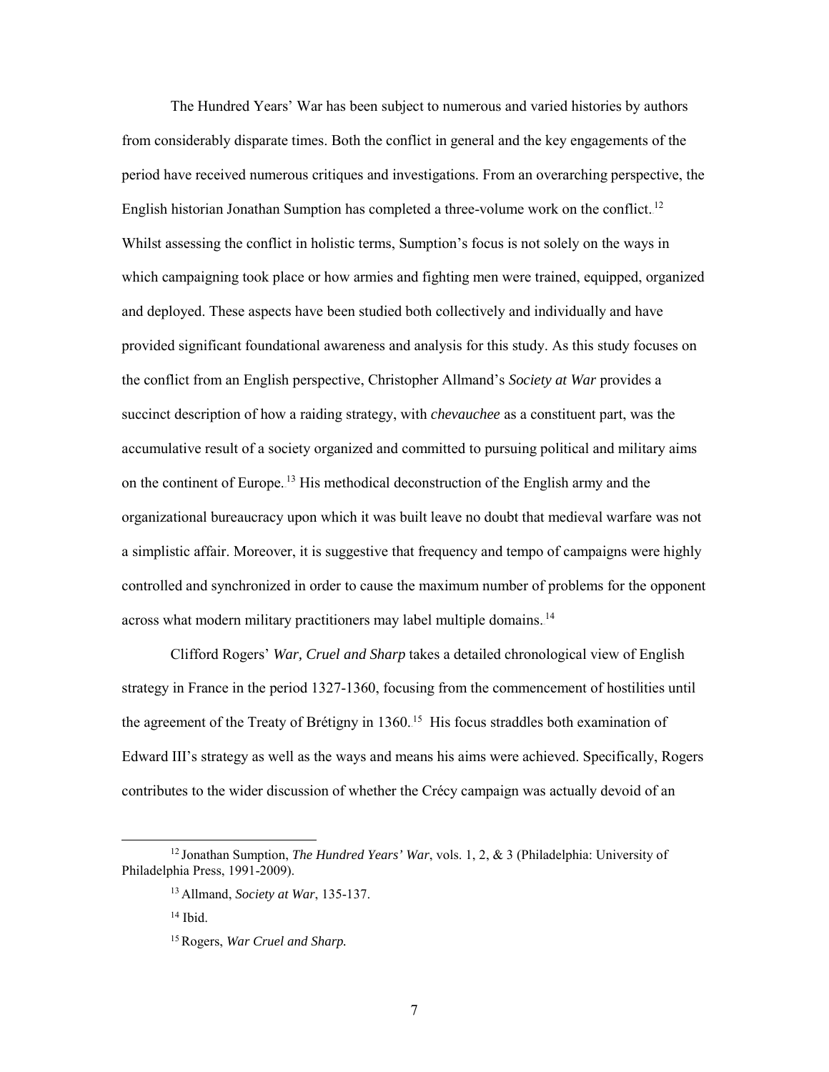The Hundred Years' War has been subject to numerous and varied histories by authors from considerably disparate times. Both the conflict in general and the key engagements of the period have received numerous critiques and investigations. From an overarching perspective, the English historian Jonathan Sumption has completed a three-volume work on the conflict.[12] Whilst assessing the conflict in holistic terms, Sumption's focus is not solely on the ways in which campaigning took place or how armies and fighting men were trained, equipped, organized and deployed. These aspects have been studied both collectively and individually and have provided significant foundational awareness and analysis for this study. As this study focuses on the conflict from an English perspective, Christopher Allmand's *Society at War* provides a succinct description of how a raiding strategy, with *chevauchee* as a constituent part, was the accumulative result of a society organized and committed to pursuing political and military aims on the continent of Europe.[13] His methodical deconstruction of the English army and the organizational bureaucracy upon which it was built leave no doubt that medieval warfare was not a simplistic affair. Moreover, it is suggestive that frequency and tempo of campaigns were highly controlled and synchronized in order to cause the maximum number of problems for the opponent across what modern military practitioners may label multiple domains.[14]

Clifford Rogers' *War, Cruel and Sharp* takes a detailed chronological view of English strategy in France in the period 1327-1360, focusing from the commencement of hostilities until the agreement of the Treaty of Brétigny in 1360.[15] His focus straddles both examination of Edward III's strategy as well as the ways and means his aims were achieved. Specifically, Rogers contributes to the wider discussion of whether the Crécy campaign was actually devoid of an

---

[12] Jonathan Sumption, *The Hundred Years' War*, vols. 1, 2, & 3 (Philadelphia: University of Philadelphia Press, 1991-2009).

[13] Allmand, *Society at War*, 135-137.

[14] Ibid.

[15] Rogers, *War Cruel and Sharp.*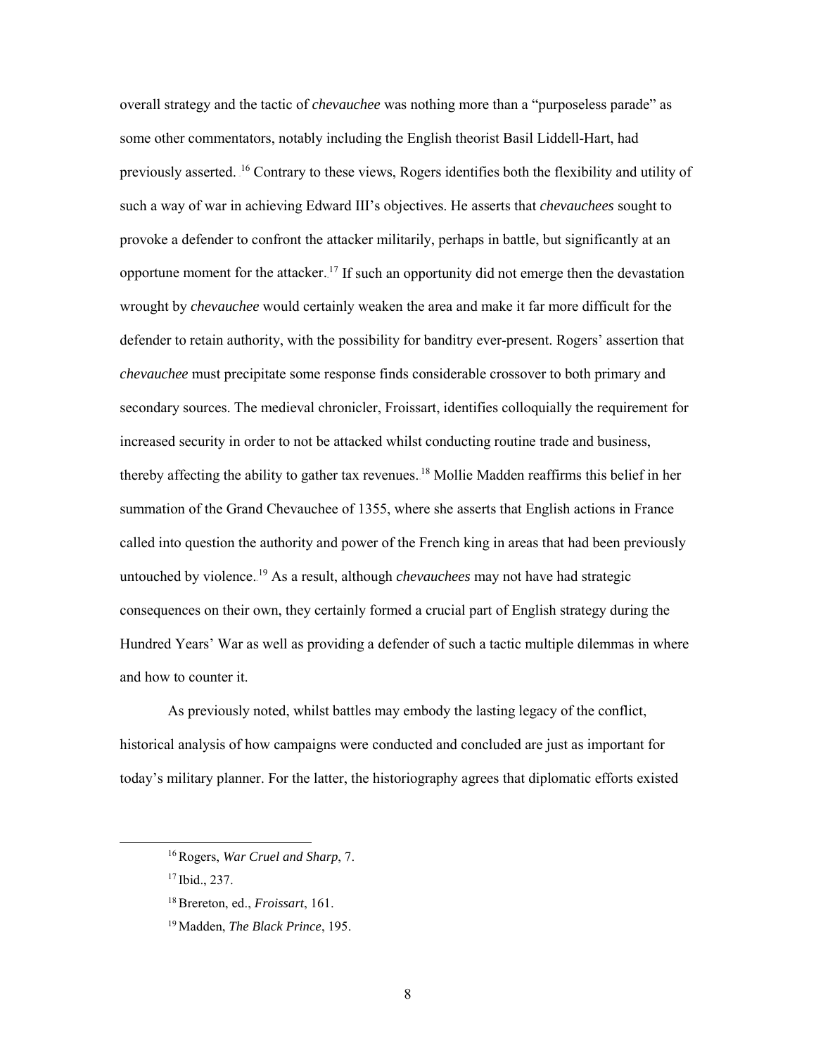overall strategy and the tactic of *chevauchee* was nothing more than a "purposeless parade" as some other commentators, notably including the English theorist Basil Liddell-Hart, had previously asserted.[16] Contrary to these views, Rogers identifies both the flexibility and utility of such a way of war in achieving Edward III's objectives. He asserts that *chevauchees* sought to provoke a defender to confront the attacker militarily, perhaps in battle, but significantly at an opportune moment for the attacker.[17] If such an opportunity did not emerge then the devastation wrought by *chevauchee* would certainly weaken the area and make it far more difficult for the defender to retain authority, with the possibility for banditry ever-present. Rogers' assertion that *chevauchee* must precipitate some response finds considerable crossover to both primary and secondary sources. The medieval chronicler, Froissart, identifies colloquially the requirement for increased security in order to not be attacked whilst conducting routine trade and business, thereby affecting the ability to gather tax revenues.[18] Mollie Madden reaffirms this belief in her summation of the Grand Chevauchee of 1355, where she asserts that English actions in France called into question the authority and power of the French king in areas that had been previously untouched by violence.[19] As a result, although *chevauchees* may not have had strategic consequences on their own, they certainly formed a crucial part of English strategy during the Hundred Years' War as well as providing a defender of such a tactic multiple dilemmas in where and how to counter it.

As previously noted, whilst battles may embody the lasting legacy of the conflict, historical analysis of how campaigns were conducted and concluded are just as important for today's military planner. For the latter, the historiography agrees that diplomatic efforts existed

---

[16] Rogers, *War Cruel and Sharp*, 7.

[17] Ibid., 237.

[18] Brereton, ed., *Froissart*, 161.

[19] Madden, *The Black Prince*, 195.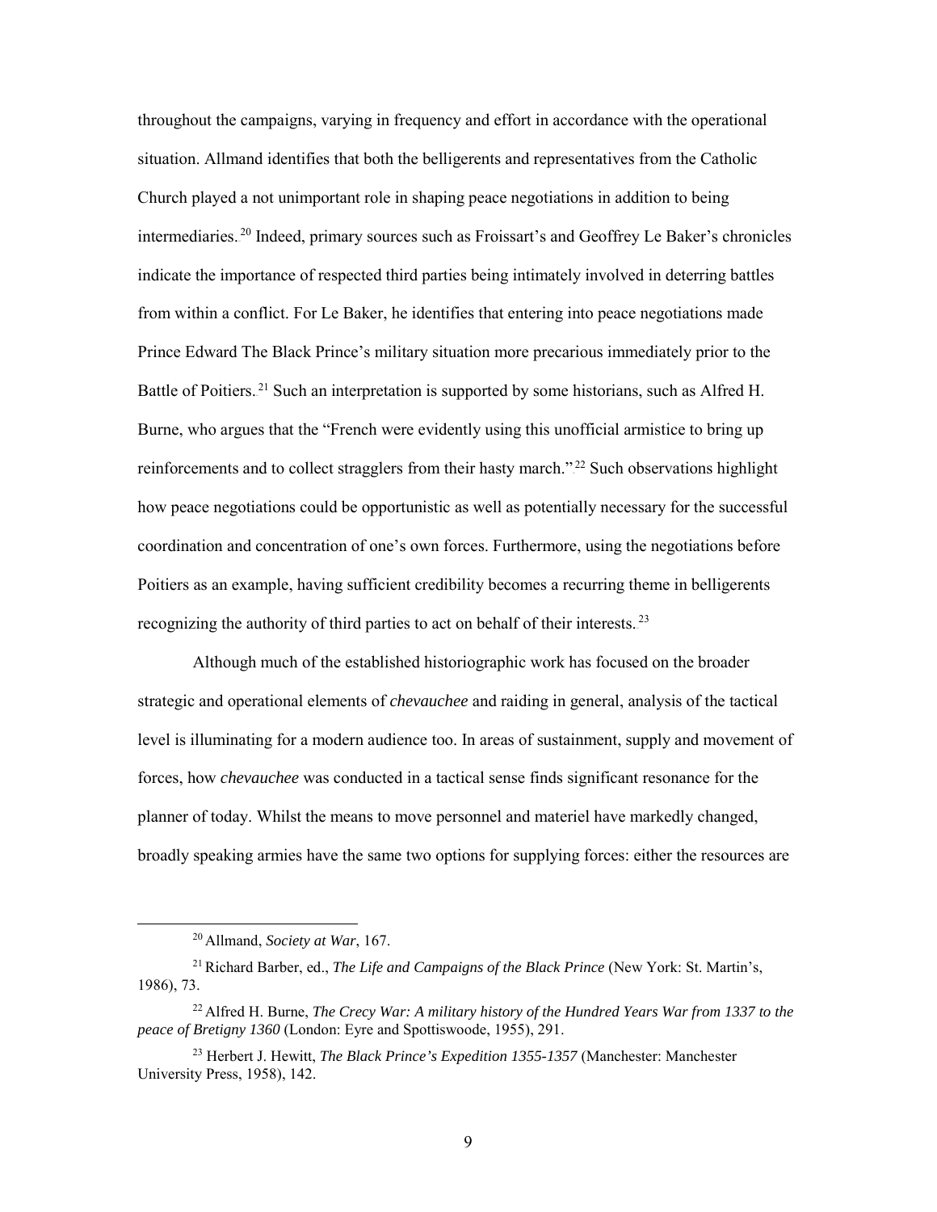throughout the campaigns, varying in frequency and effort in accordance with the operational situation. Allmand identifies that both the belligerents and representatives from the Catholic Church played a not unimportant role in shaping peace negotiations in addition to being intermediaries.[20] Indeed, primary sources such as Froissart's and Geoffrey Le Baker's chronicles indicate the importance of respected third parties being intimately involved in deterring battles from within a conflict. For Le Baker, he identifies that entering into peace negotiations made Prince Edward The Black Prince's military situation more precarious immediately prior to the Battle of Poitiers.[21] Such an interpretation is supported by some historians, such as Alfred H. Burne, who argues that the "French were evidently using this unofficial armistice to bring up reinforcements and to collect stragglers from their hasty march."[22] Such observations highlight how peace negotiations could be opportunistic as well as potentially necessary for the successful coordination and concentration of one's own forces. Furthermore, using the negotiations before Poitiers as an example, having sufficient credibility becomes a recurring theme in belligerents recognizing the authority of third parties to act on behalf of their interests.[23]

Although much of the established historiographic work has focused on the broader strategic and operational elements of *chevauchee* and raiding in general, analysis of the tactical level is illuminating for a modern audience too. In areas of sustainment, supply and movement of forces, how *chevauchee* was conducted in a tactical sense finds significant resonance for the planner of today. Whilst the means to move personnel and materiel have markedly changed, broadly speaking armies have the same two options for supplying forces: either the resources are

---

[20] Allmand, *Society at War*, 167.

[21] Richard Barber, ed., *The Life and Campaigns of the Black Prince* (New York: St. Martin's, 1986), 73.

[22] Alfred H. Burne, *The Crecy War: A military history of the Hundred Years War from 1337 to the peace of Bretigny 1360* (London: Eyre and Spottiswoode, 1955), 291.

[23] Herbert J. Hewitt, *The Black Prince's Expedition 1355-1357* (Manchester: Manchester University Press, 1958), 142.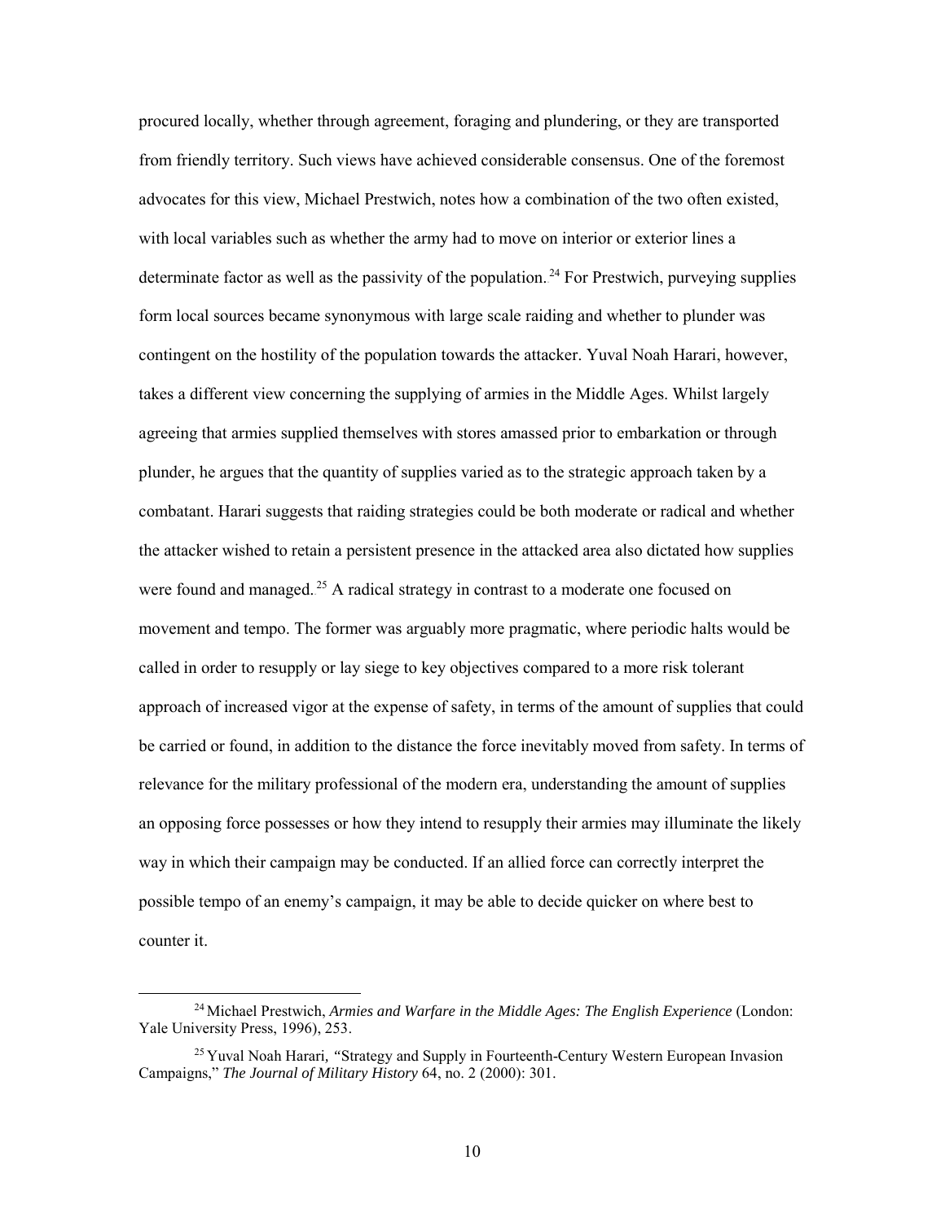procured locally, whether through agreement, foraging and plundering, or they are transported from friendly territory. Such views have achieved considerable consensus. One of the foremost advocates for this view, Michael Prestwich, notes how a combination of the two often existed, with local variables such as whether the army had to move on interior or exterior lines a determinate factor as well as the passivity of the population.[24] For Prestwich, purveying supplies form local sources became synonymous with large scale raiding and whether to plunder was contingent on the hostility of the population towards the attacker. Yuval Noah Harari, however, takes a different view concerning the supplying of armies in the Middle Ages. Whilst largely agreeing that armies supplied themselves with stores amassed prior to embarkation or through plunder, he argues that the quantity of supplies varied as to the strategic approach taken by a combatant. Harari suggests that raiding strategies could be both moderate or radical and whether the attacker wished to retain a persistent presence in the attacked area also dictated how supplies were found and managed.[25] A radical strategy in contrast to a moderate one focused on movement and tempo. The former was arguably more pragmatic, where periodic halts would be called in order to resupply or lay siege to key objectives compared to a more risk tolerant approach of increased vigor at the expense of safety, in terms of the amount of supplies that could be carried or found, in addition to the distance the force inevitably moved from safety. In terms of relevance for the military professional of the modern era, understanding the amount of supplies an opposing force possesses or how they intend to resupply their armies may illuminate the likely way in which their campaign may be conducted. If an allied force can correctly interpret the possible tempo of an enemy's campaign, it may be able to decide quicker on where best to counter it.

[24] Michael Prestwich, *Armies and Warfare in the Middle Ages: The English Experience* (London: Yale University Press, 1996), 253.

[25] Yuval Noah Harari, "Strategy and Supply in Fourteenth-Century Western European Invasion Campaigns," *The Journal of Military History* 64, no. 2 (2000): 301.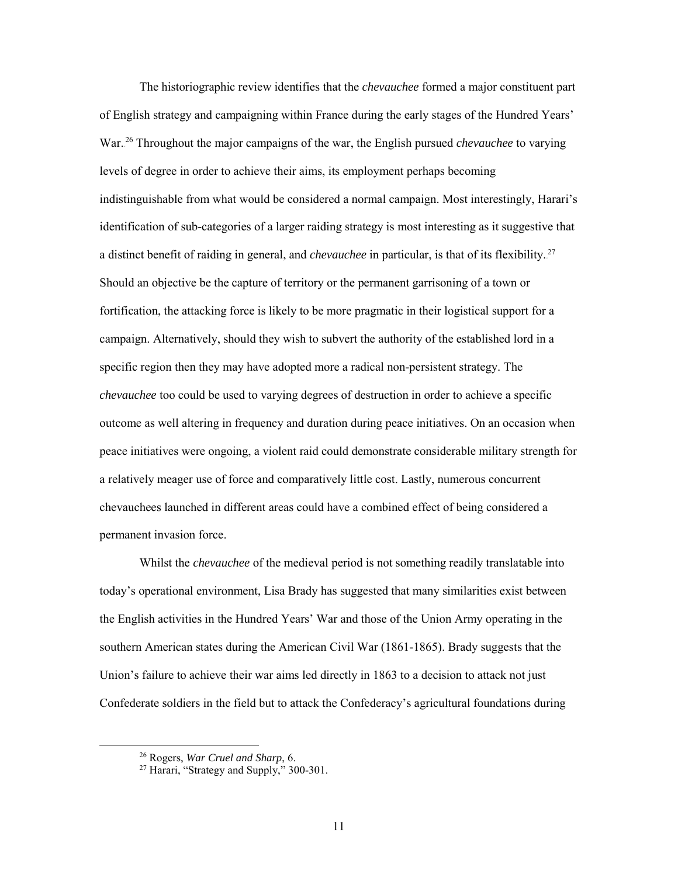The historiographic review identifies that the *chevauchee* formed a major constituent part of English strategy and campaigning within France during the early stages of the Hundred Years' War.[26] Throughout the major campaigns of the war, the English pursued *chevauchee* to varying levels of degree in order to achieve their aims, its employment perhaps becoming indistinguishable from what would be considered a normal campaign. Most interestingly, Harari's identification of sub-categories of a larger raiding strategy is most interesting as it suggestive that a distinct benefit of raiding in general, and *chevauchee* in particular, is that of its flexibility.[27] Should an objective be the capture of territory or the permanent garrisoning of a town or fortification, the attacking force is likely to be more pragmatic in their logistical support for a campaign. Alternatively, should they wish to subvert the authority of the established lord in a specific region then they may have adopted more a radical non-persistent strategy. The *chevauchee* too could be used to varying degrees of destruction in order to achieve a specific outcome as well altering in frequency and duration during peace initiatives. On an occasion when peace initiatives were ongoing, a violent raid could demonstrate considerable military strength for a relatively meager use of force and comparatively little cost. Lastly, numerous concurrent chevauchees launched in different areas could have a combined effect of being considered a permanent invasion force.

Whilst the *chevauchee* of the medieval period is not something readily translatable into today's operational environment, Lisa Brady has suggested that many similarities exist between the English activities in the Hundred Years' War and those of the Union Army operating in the southern American states during the American Civil War (1861-1865). Brady suggests that the Union's failure to achieve their war aims led directly in 1863 to a decision to attack not just Confederate soldiers in the field but to attack the Confederacy's agricultural foundations during

---

[26] Rogers, *War Cruel and Sharp*, 6.

[27] Harari, "Strategy and Supply," 300-301.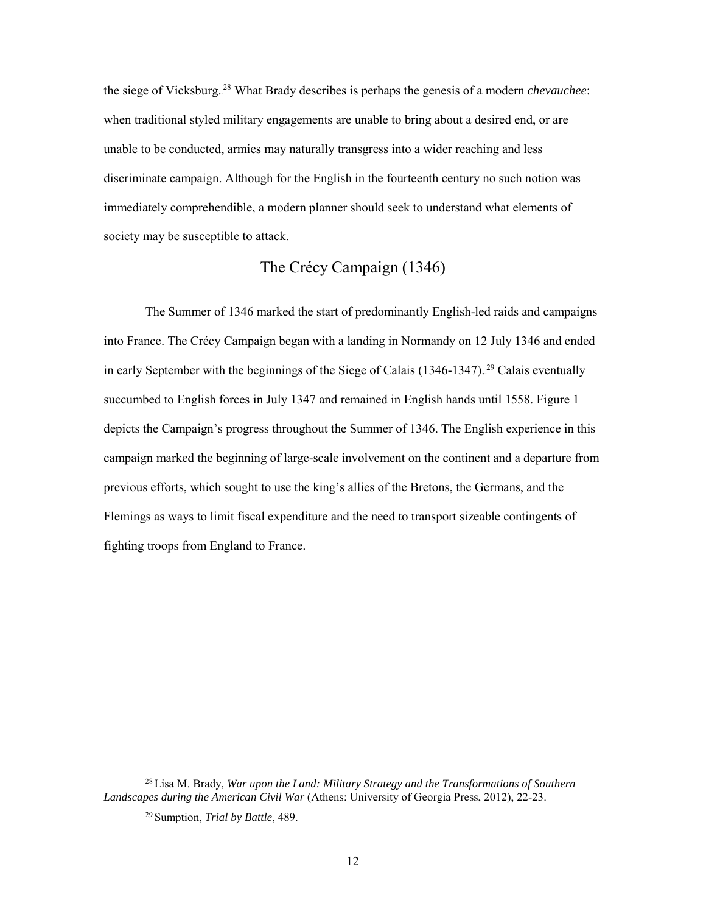the siege of Vicksburg.[28] What Brady describes is perhaps the genesis of a modern *chevauchee*: when traditional styled military engagements are unable to bring about a desired end, or are unable to be conducted, armies may naturally transgress into a wider reaching and less discriminate campaign. Although for the English in the fourteenth century no such notion was immediately comprehendible, a modern planner should seek to understand what elements of society may be susceptible to attack.

## The Crécy Campaign (1346)

The Summer of 1346 marked the start of predominantly English-led raids and campaigns into France. The Crécy Campaign began with a landing in Normandy on 12 July 1346 and ended in early September with the beginnings of the Siege of Calais (1346-1347).[29] Calais eventually succumbed to English forces in July 1347 and remained in English hands until 1558. Figure 1 depicts the Campaign's progress throughout the Summer of 1346. The English experience in this campaign marked the beginning of large-scale involvement on the continent and a departure from previous efforts, which sought to use the king's allies of the Bretons, the Germans, and the Flemings as ways to limit fiscal expenditure and the need to transport sizeable contingents of fighting troops from England to France.

---

[28] Lisa M. Brady, *War upon the Land: Military Strategy and the Transformations of Southern Landscapes during the American Civil War* (Athens: University of Georgia Press, 2012), 22-23.

[29] Sumption, *Trial by Battle*, 489.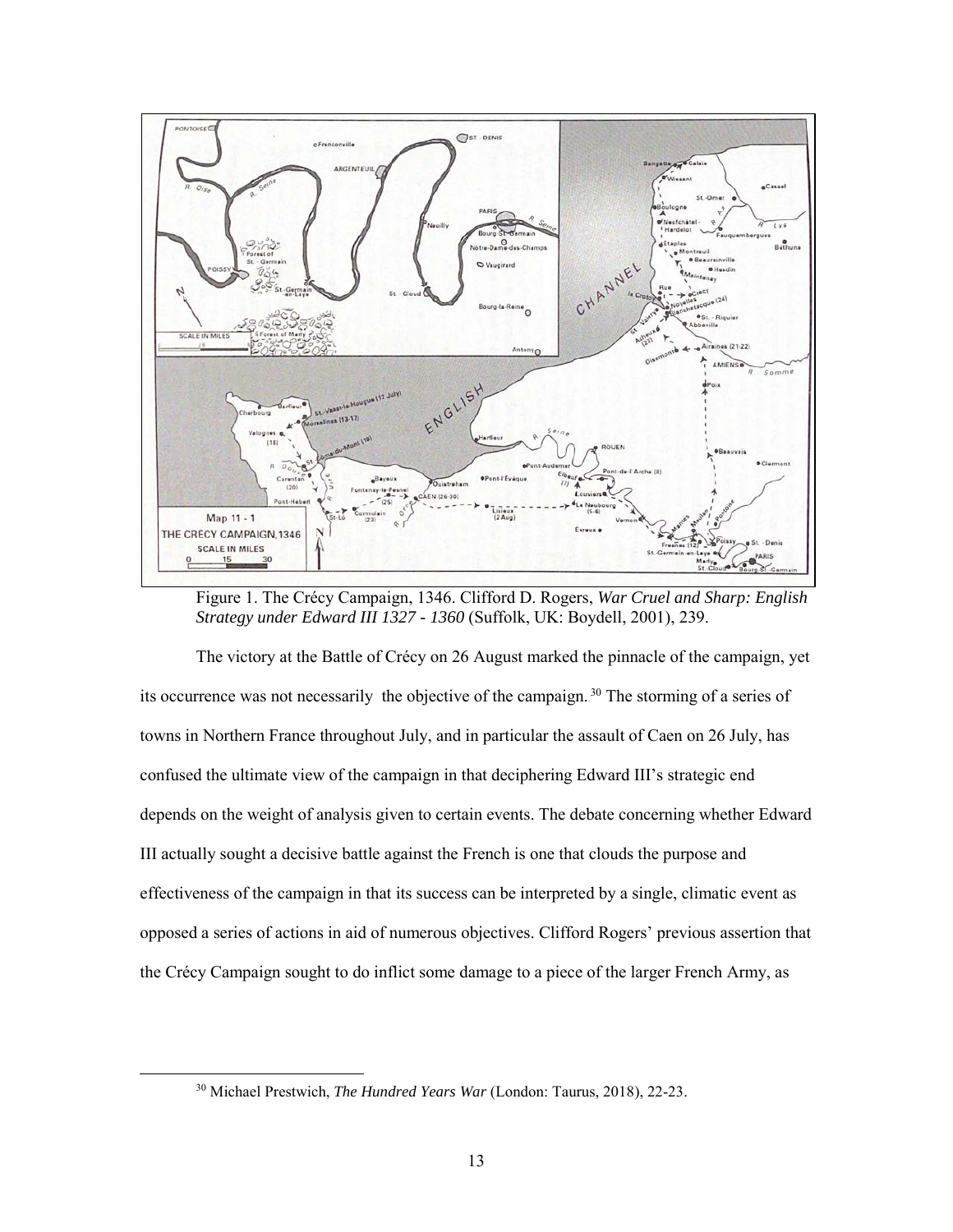Figure 1. The Crécy Campaign, 1346. Clifford D. Rogers, *War Cruel and Sharp: English Strategy under Edward III 1327 - 1360* (Suffolk, UK: Boydell, 2001), 239.

The victory at the Battle of Crécy on 26 August marked the pinnacle of the campaign, yet its occurrence was not necessarily the objective of the campaign.[30] The storming of a series of towns in Northern France throughout July, and in particular the assault of Caen on 26 July, has confused the ultimate view of the campaign in that deciphering Edward III's strategic end depends on the weight of analysis given to certain events. The debate concerning whether Edward III actually sought a decisive battle against the French is one that clouds the purpose and effectiveness of the campaign in that its success can be interpreted by a single, climatic event as opposed a series of actions in aid of numerous objectives. Clifford Rogers' previous assertion that the Crécy Campaign sought to do inflict some damage to a piece of the larger French Army, as

[30] Michael Prestwich, *The Hundred Years War* (London: Taurus, 2018), 22-23.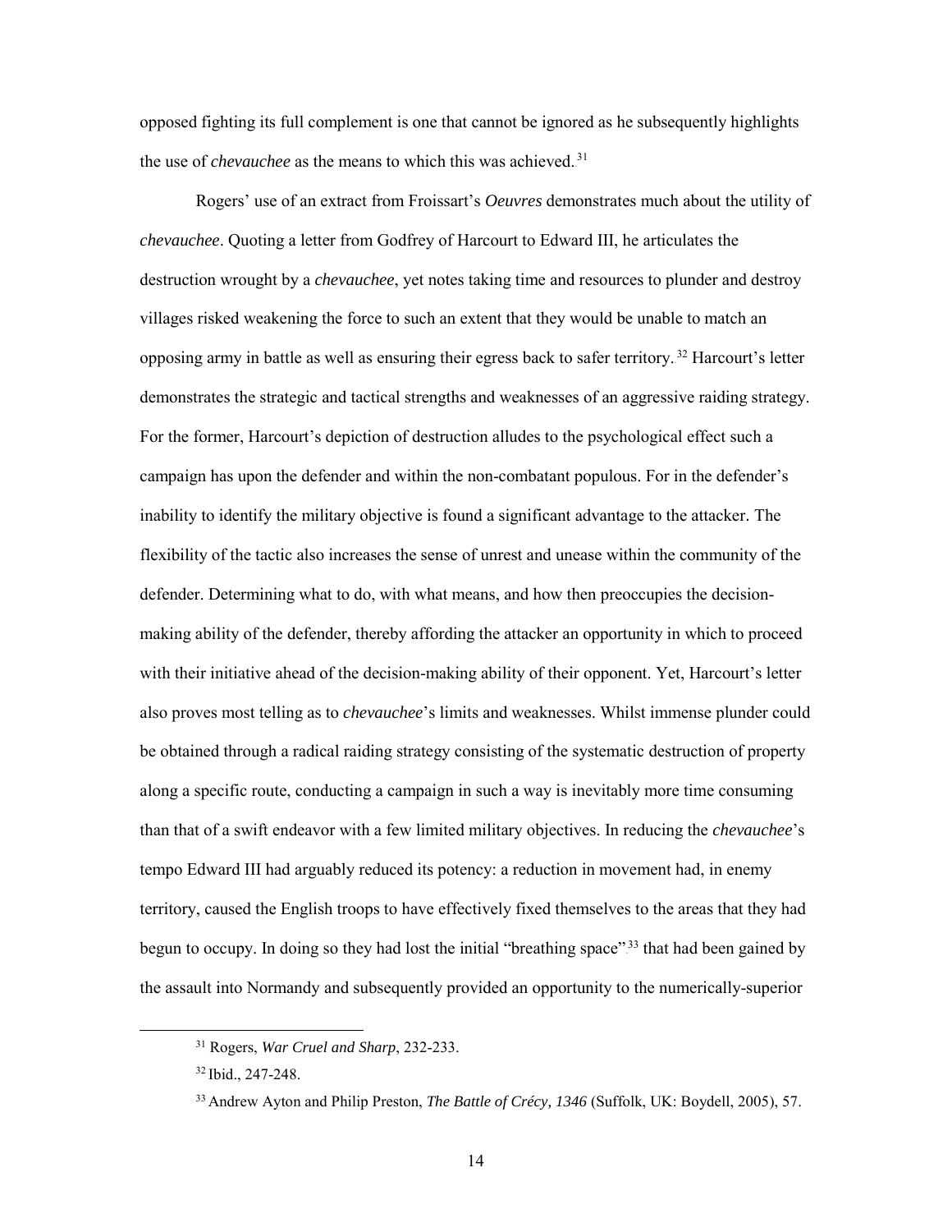opposed fighting its full complement is one that cannot be ignored as he subsequently highlights the use of *chevauchee* as the means to which this was achieved.[31]

Rogers' use of an extract from Froissart's *Oeuvres* demonstrates much about the utility of *chevauchee*. Quoting a letter from Godfrey of Harcourt to Edward III, he articulates the destruction wrought by a *chevauchee*, yet notes taking time and resources to plunder and destroy villages risked weakening the force to such an extent that they would be unable to match an opposing army in battle as well as ensuring their egress back to safer territory.[32] Harcourt's letter demonstrates the strategic and tactical strengths and weaknesses of an aggressive raiding strategy. For the former, Harcourt's depiction of destruction alludes to the psychological effect such a campaign has upon the defender and within the non-combatant populous. For in the defender's inability to identify the military objective is found a significant advantage to the attacker. The flexibility of the tactic also increases the sense of unrest and unease within the community of the defender. Determining what to do, with what means, and how then preoccupies the decision-making ability of the defender, thereby affording the attacker an opportunity in which to proceed with their initiative ahead of the decision-making ability of their opponent. Yet, Harcourt's letter also proves most telling as to *chevauchee*'s limits and weaknesses. Whilst immense plunder could be obtained through a radical raiding strategy consisting of the systematic destruction of property along a specific route, conducting a campaign in such a way is inevitably more time consuming than that of a swift endeavor with a few limited military objectives. In reducing the *chevauchee*'s tempo Edward III had arguably reduced its potency: a reduction in movement had, in enemy territory, caused the English troops to have effectively fixed themselves to the areas that they had begun to occupy. In doing so they had lost the initial "breathing space"[33] that had been gained by the assault into Normandy and subsequently provided an opportunity to the numerically-superior

---

[31] Rogers, *War Cruel and Sharp*, 232-233.

[32] Ibid., 247-248.

[33] Andrew Ayton and Philip Preston, *The Battle of Crécy, 1346* (Suffolk, UK: Boydell, 2005), 57.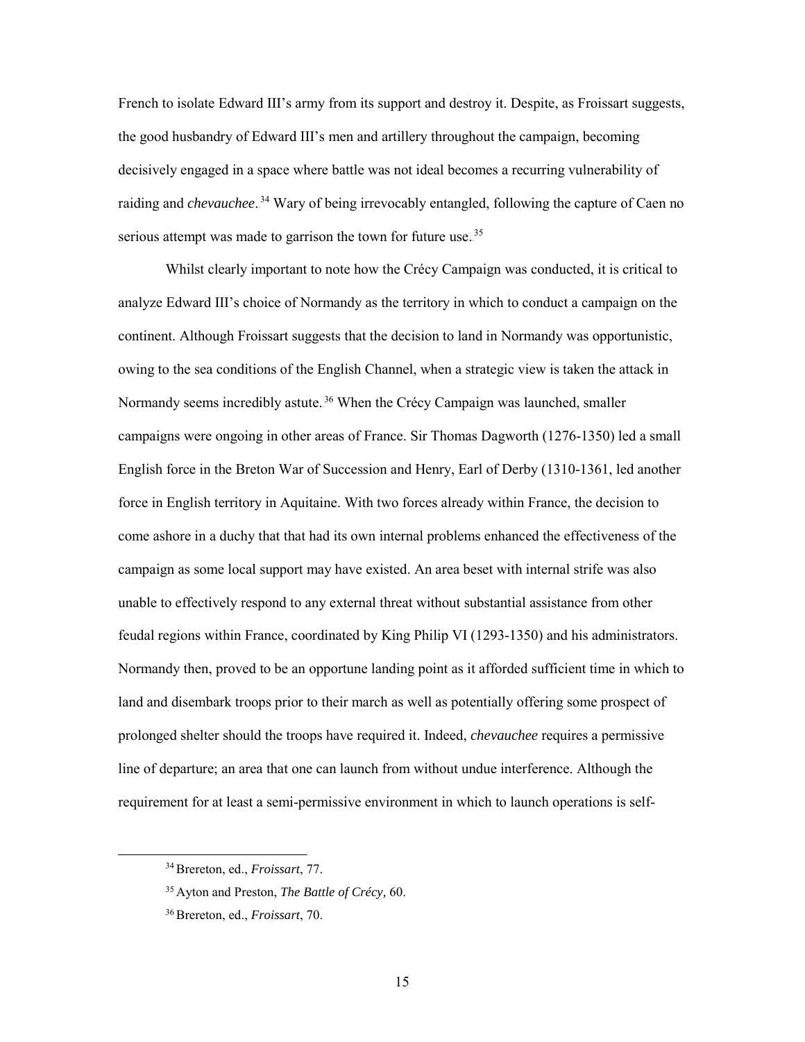French to isolate Edward III's army from its support and destroy it. Despite, as Froissart suggests, the good husbandry of Edward III's men and artillery throughout the campaign, becoming decisively engaged in a space where battle was not ideal becomes a recurring vulnerability of raiding and *chevauchee*.[34] Wary of being irrevocably entangled, following the capture of Caen no serious attempt was made to garrison the town for future use.[35]

Whilst clearly important to note how the Crécy Campaign was conducted, it is critical to analyze Edward III's choice of Normandy as the territory in which to conduct a campaign on the continent. Although Froissart suggests that the decision to land in Normandy was opportunistic, owing to the sea conditions of the English Channel, when a strategic view is taken the attack in Normandy seems incredibly astute.[36] When the Crécy Campaign was launched, smaller campaigns were ongoing in other areas of France. Sir Thomas Dagworth (1276-1350) led a small English force in the Breton War of Succession and Henry, Earl of Derby (1310-1361, led another force in English territory in Aquitaine. With two forces already within France, the decision to come ashore in a duchy that that had its own internal problems enhanced the effectiveness of the campaign as some local support may have existed. An area beset with internal strife was also unable to effectively respond to any external threat without substantial assistance from other feudal regions within France, coordinated by King Philip VI (1293-1350) and his administrators. Normandy then, proved to be an opportune landing point as it afforded sufficient time in which to land and disembark troops prior to their march as well as potentially offering some prospect of prolonged shelter should the troops have required it. Indeed, *chevauchee* requires a permissive line of departure; an area that one can launch from without undue interference. Although the requirement for at least a semi-permissive environment in which to launch operations is self-

---

[34] Brereton, ed., *Froissart*, 77.

[35] Ayton and Preston, *The Battle of Crécy,* 60.

[36] Brereton, ed., *Froissart*, 70.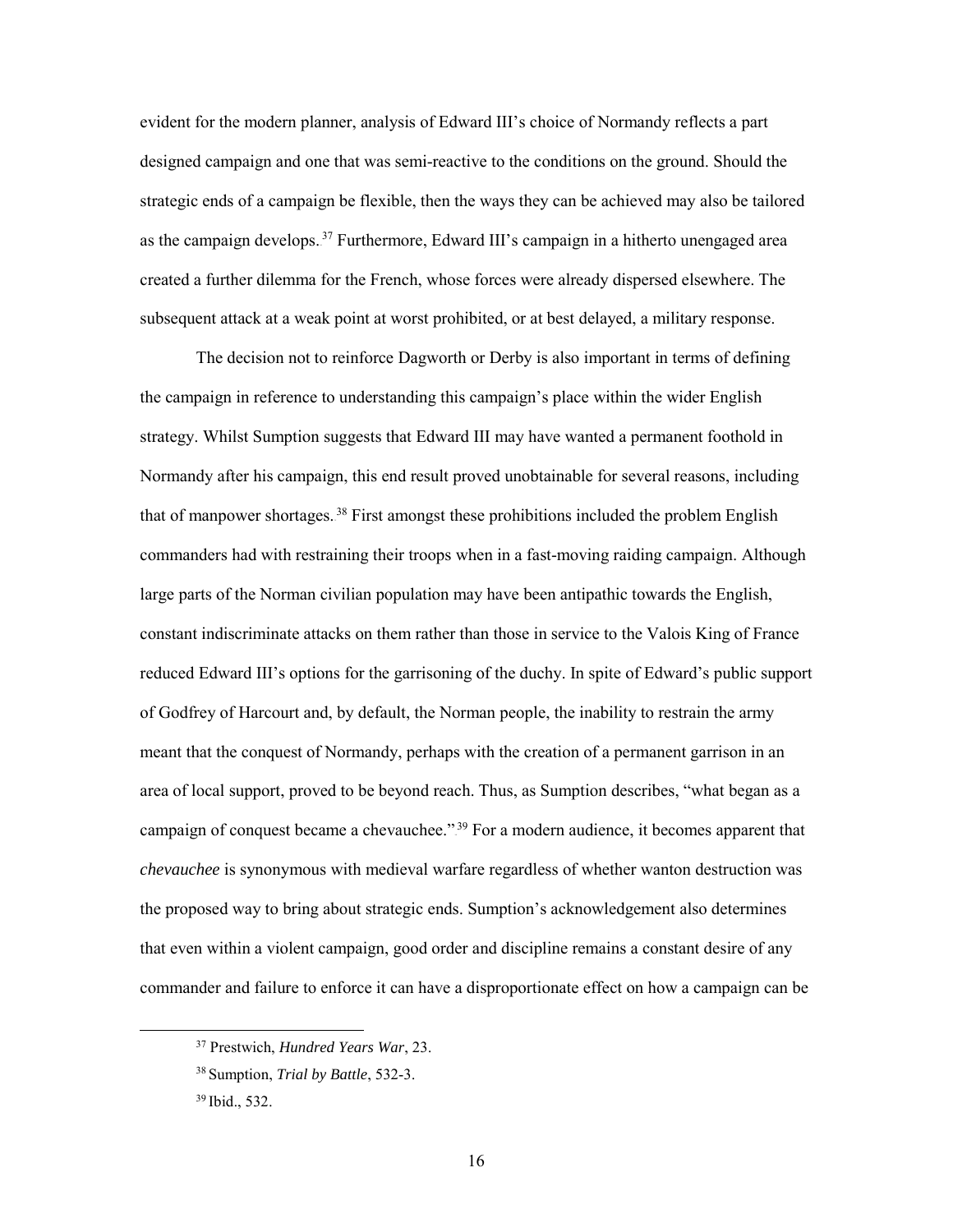evident for the modern planner, analysis of Edward III's choice of Normandy reflects a part designed campaign and one that was semi-reactive to the conditions on the ground. Should the strategic ends of a campaign be flexible, then the ways they can be achieved may also be tailored as the campaign develops.[37] Furthermore, Edward III's campaign in a hitherto unengaged area created a further dilemma for the French, whose forces were already dispersed elsewhere. The subsequent attack at a weak point at worst prohibited, or at best delayed, a military response.

The decision not to reinforce Dagworth or Derby is also important in terms of defining the campaign in reference to understanding this campaign's place within the wider English strategy. Whilst Sumption suggests that Edward III may have wanted a permanent foothold in Normandy after his campaign, this end result proved unobtainable for several reasons, including that of manpower shortages.[38] First amongst these prohibitions included the problem English commanders had with restraining their troops when in a fast-moving raiding campaign. Although large parts of the Norman civilian population may have been antipathic towards the English, constant indiscriminate attacks on them rather than those in service to the Valois King of France reduced Edward III's options for the garrisoning of the duchy. In spite of Edward's public support of Godfrey of Harcourt and, by default, the Norman people, the inability to restrain the army meant that the conquest of Normandy, perhaps with the creation of a permanent garrison in an area of local support, proved to be beyond reach. Thus, as Sumption describes, "what began as a campaign of conquest became a chevauchee."[39] For a modern audience, it becomes apparent that *chevauchee* is synonymous with medieval warfare regardless of whether wanton destruction was the proposed way to bring about strategic ends. Sumption's acknowledgement also determines that even within a violent campaign, good order and discipline remains a constant desire of any commander and failure to enforce it can have a disproportionate effect on how a campaign can be

---

[37] Prestwich, *Hundred Years War*, 23.

[38] Sumption, *Trial by Battle*, 532-3.

[39] Ibid., 532.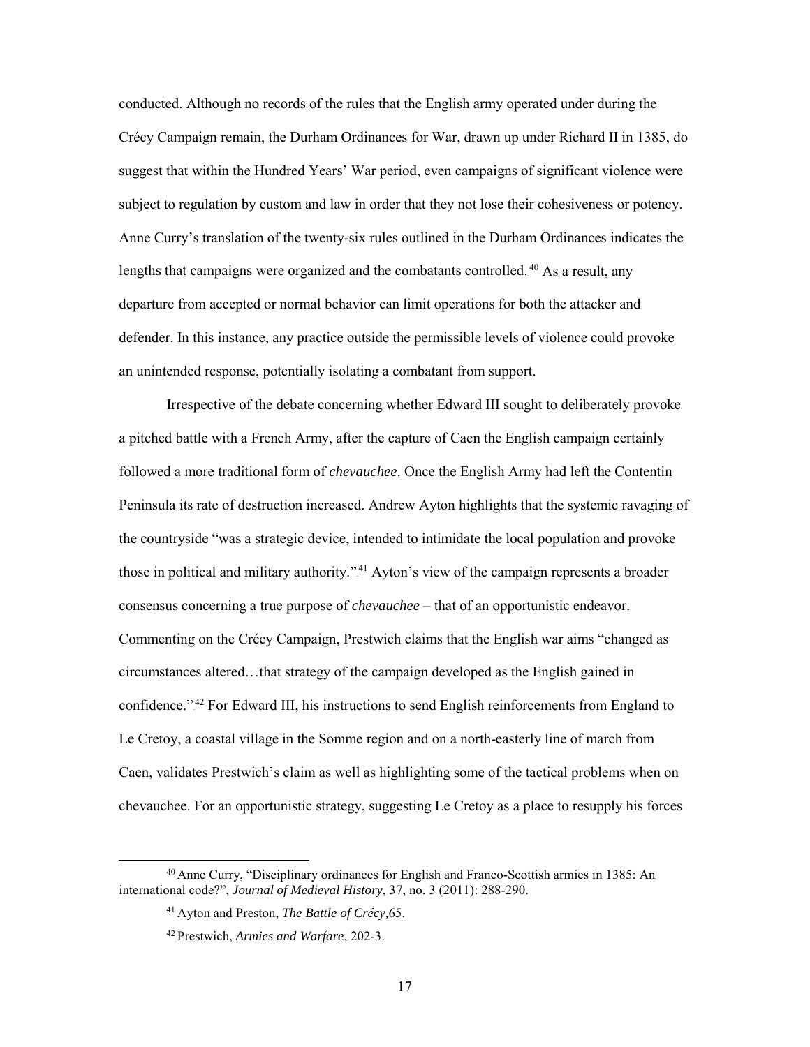conducted. Although no records of the rules that the English army operated under during the Crécy Campaign remain, the Durham Ordinances for War, drawn up under Richard II in 1385, do suggest that within the Hundred Years' War period, even campaigns of significant violence were subject to regulation by custom and law in order that they not lose their cohesiveness or potency. Anne Curry's translation of the twenty-six rules outlined in the Durham Ordinances indicates the lengths that campaigns were organized and the combatants controlled.[40] As a result, any departure from accepted or normal behavior can limit operations for both the attacker and defender. In this instance, any practice outside the permissible levels of violence could provoke an unintended response, potentially isolating a combatant from support.

Irrespective of the debate concerning whether Edward III sought to deliberately provoke a pitched battle with a French Army, after the capture of Caen the English campaign certainly followed a more traditional form of *chevauchee*. Once the English Army had left the Contentin Peninsula its rate of destruction increased. Andrew Ayton highlights that the systemic ravaging of the countryside "was a strategic device, intended to intimidate the local population and provoke those in political and military authority."[41] Ayton's view of the campaign represents a broader consensus concerning a true purpose of *chevauchee* – that of an opportunistic endeavor. Commenting on the Crécy Campaign, Prestwich claims that the English war aims "changed as circumstances altered…that strategy of the campaign developed as the English gained in confidence."[42] For Edward III, his instructions to send English reinforcements from England to Le Cretoy, a coastal village in the Somme region and on a north-easterly line of march from Caen, validates Prestwich's claim as well as highlighting some of the tactical problems when on chevauchee. For an opportunistic strategy, suggesting Le Cretoy as a place to resupply his forces

---

[40] Anne Curry, "Disciplinary ordinances for English and Franco-Scottish armies in 1385: An international code?", *Journal of Medieval History*, 37, no. 3 (2011): 288-290.

[41] Ayton and Preston, *The Battle of Crécy*,65.

[42] Prestwich, *Armies and Warfare*, 202-3.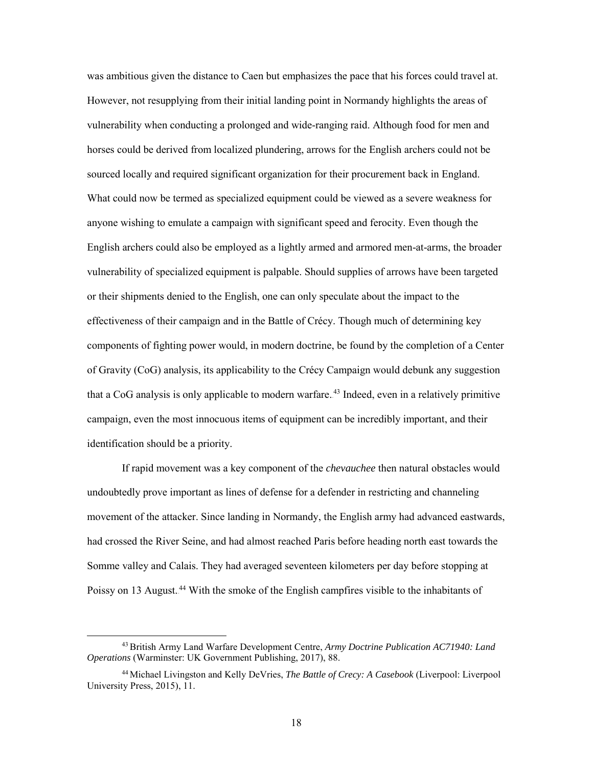was ambitious given the distance to Caen but emphasizes the pace that his forces could travel at. However, not resupplying from their initial landing point in Normandy highlights the areas of vulnerability when conducting a prolonged and wide-ranging raid. Although food for men and horses could be derived from localized plundering, arrows for the English archers could not be sourced locally and required significant organization for their procurement back in England. What could now be termed as specialized equipment could be viewed as a severe weakness for anyone wishing to emulate a campaign with significant speed and ferocity. Even though the English archers could also be employed as a lightly armed and armored men-at-arms, the broader vulnerability of specialized equipment is palpable. Should supplies of arrows have been targeted or their shipments denied to the English, one can only speculate about the impact to the effectiveness of their campaign and in the Battle of Crécy. Though much of determining key components of fighting power would, in modern doctrine, be found by the completion of a Center of Gravity (CoG) analysis, its applicability to the Crécy Campaign would debunk any suggestion that a CoG analysis is only applicable to modern warfare.[43] Indeed, even in a relatively primitive campaign, even the most innocuous items of equipment can be incredibly important, and their identification should be a priority.

If rapid movement was a key component of the *chevauchee* then natural obstacles would undoubtedly prove important as lines of defense for a defender in restricting and channeling movement of the attacker. Since landing in Normandy, the English army had advanced eastwards, had crossed the River Seine, and had almost reached Paris before heading north east towards the Somme valley and Calais. They had averaged seventeen kilometers per day before stopping at Poissy on 13 August.[44] With the smoke of the English campfires visible to the inhabitants of

---

[43] British Army Land Warfare Development Centre, *Army Doctrine Publication AC71940: Land Operations* (Warminster: UK Government Publishing, 2017), 88.

[44] Michael Livingston and Kelly DeVries, *The Battle of Crecy: A Casebook* (Liverpool: Liverpool University Press, 2015), 11.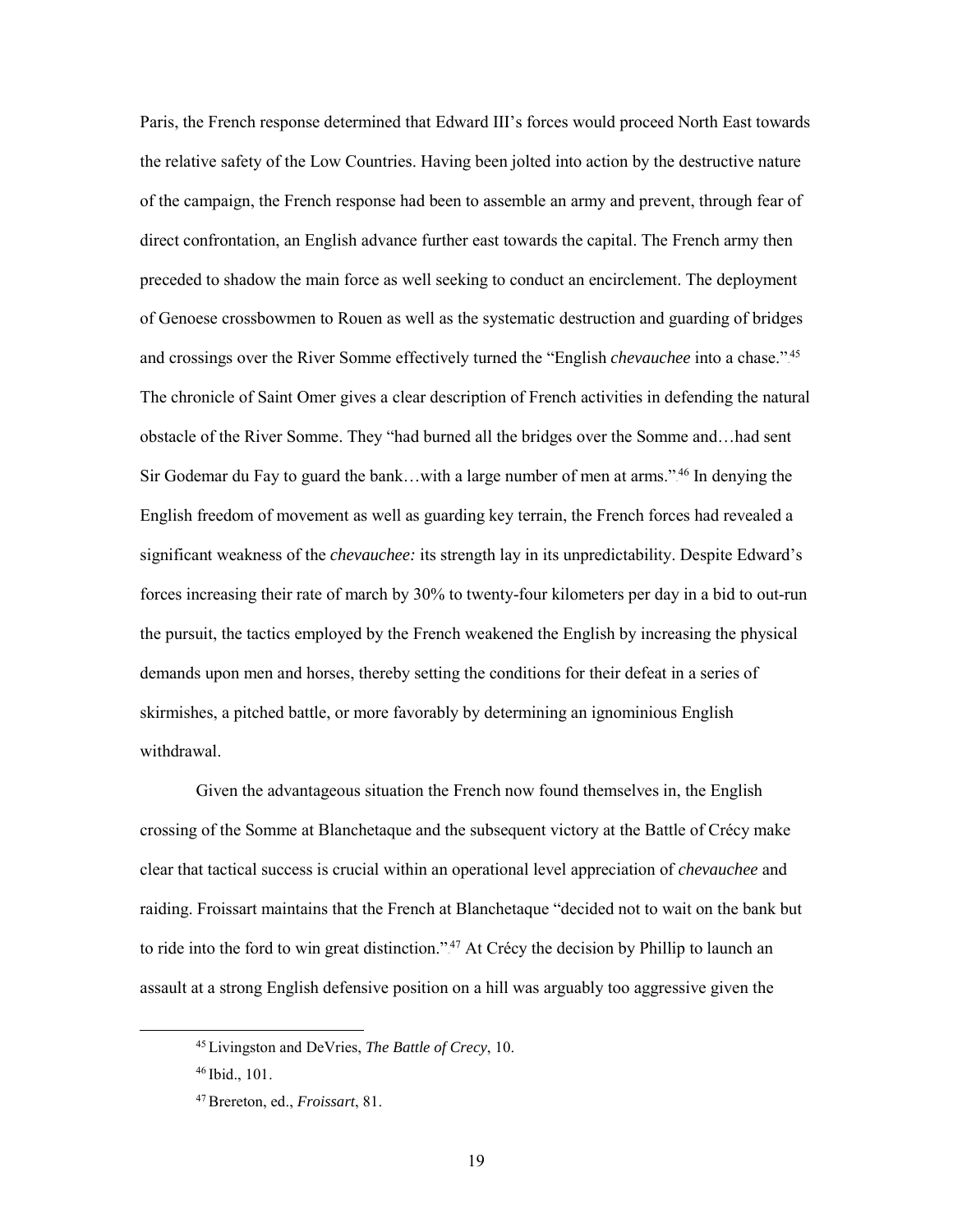Paris, the French response determined that Edward III's forces would proceed North East towards the relative safety of the Low Countries. Having been jolted into action by the destructive nature of the campaign, the French response had been to assemble an army and prevent, through fear of direct confrontation, an English advance further east towards the capital. The French army then preceded to shadow the main force as well seeking to conduct an encirclement. The deployment of Genoese crossbowmen to Rouen as well as the systematic destruction and guarding of bridges and crossings over the River Somme effectively turned the "English *chevauchee* into a chase."[45] The chronicle of Saint Omer gives a clear description of French activities in defending the natural obstacle of the River Somme. They "had burned all the bridges over the Somme and…had sent Sir Godemar du Fay to guard the bank…with a large number of men at arms."[46] In denying the English freedom of movement as well as guarding key terrain, the French forces had revealed a significant weakness of the *chevauchee:* its strength lay in its unpredictability. Despite Edward's forces increasing their rate of march by 30% to twenty-four kilometers per day in a bid to out-run the pursuit, the tactics employed by the French weakened the English by increasing the physical demands upon men and horses, thereby setting the conditions for their defeat in a series of skirmishes, a pitched battle, or more favorably by determining an ignominious English withdrawal.

Given the advantageous situation the French now found themselves in, the English crossing of the Somme at Blanchetaque and the subsequent victory at the Battle of Crécy make clear that tactical success is crucial within an operational level appreciation of *chevauchee* and raiding. Froissart maintains that the French at Blanchetaque "decided not to wait on the bank but to ride into the ford to win great distinction."[47] At Crécy the decision by Phillip to launch an assault at a strong English defensive position on a hill was arguably too aggressive given the

---

[45] Livingston and DeVries, *The Battle of Crecy*, 10.

[46] Ibid., 101.

[47] Brereton, ed., *Froissart*, 81.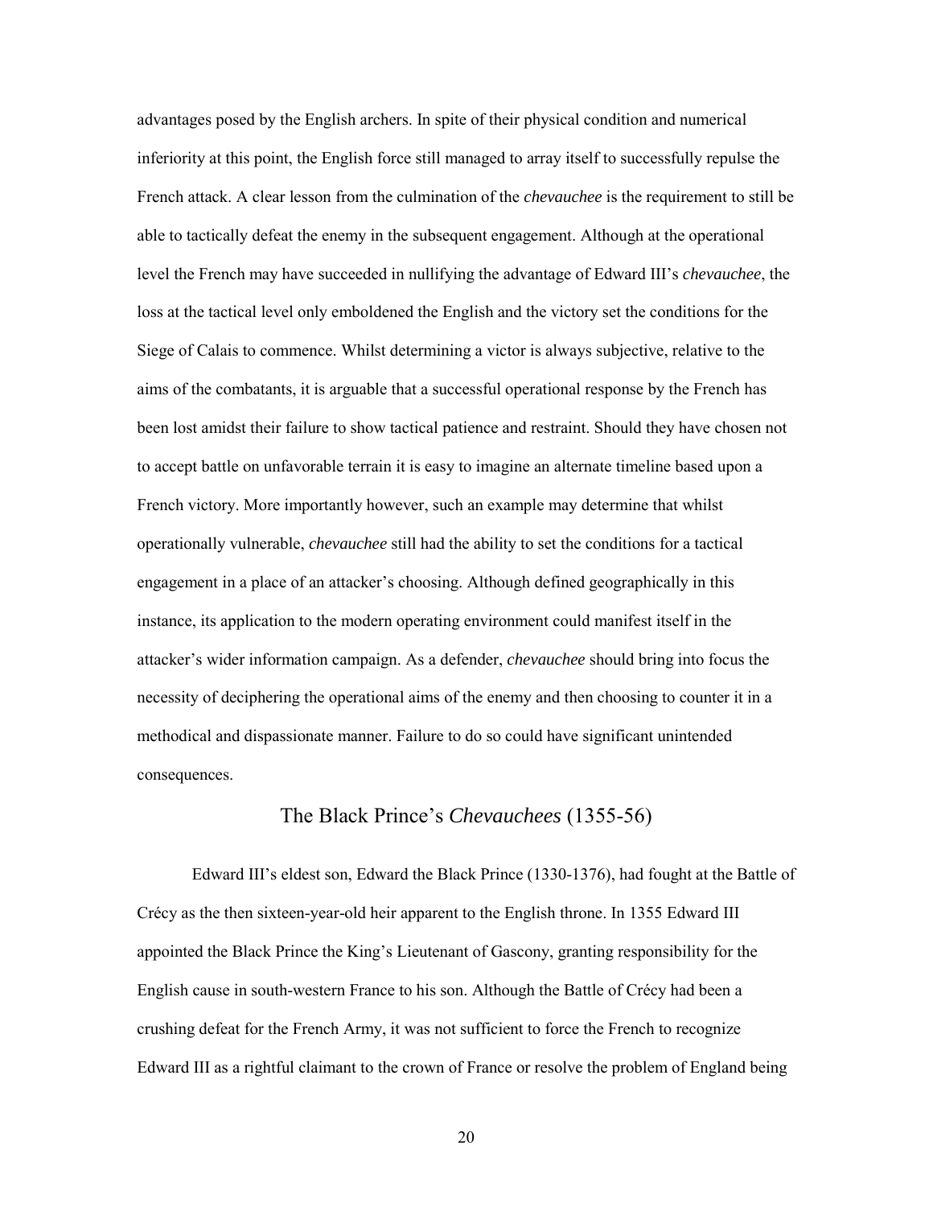advantages posed by the English archers. In spite of their physical condition and numerical inferiority at this point, the English force still managed to array itself to successfully repulse the French attack. A clear lesson from the culmination of the *chevauchee* is the requirement to still be able to tactically defeat the enemy in the subsequent engagement. Although at the operational level the French may have succeeded in nullifying the advantage of Edward III's *chevauchee*, the loss at the tactical level only emboldened the English and the victory set the conditions for the Siege of Calais to commence. Whilst determining a victor is always subjective, relative to the aims of the combatants, it is arguable that a successful operational response by the French has been lost amidst their failure to show tactical patience and restraint. Should they have chosen not to accept battle on unfavorable terrain it is easy to imagine an alternate timeline based upon a French victory. More importantly however, such an example may determine that whilst operationally vulnerable, *chevauchee* still had the ability to set the conditions for a tactical engagement in a place of an attacker's choosing. Although defined geographically in this instance, its application to the modern operating environment could manifest itself in the attacker's wider information campaign. As a defender, *chevauchee* should bring into focus the necessity of deciphering the operational aims of the enemy and then choosing to counter it in a methodical and dispassionate manner. Failure to do so could have significant unintended consequences.

## The Black Prince's *Chevauchees* (1355-56)

Edward III's eldest son, Edward the Black Prince (1330-1376), had fought at the Battle of Crécy as the then sixteen-year-old heir apparent to the English throne. In 1355 Edward III appointed the Black Prince the King's Lieutenant of Gascony, granting responsibility for the English cause in south-western France to his son. Although the Battle of Crécy had been a crushing defeat for the French Army, it was not sufficient to force the French to recognize Edward III as a rightful claimant to the crown of France or resolve the problem of England being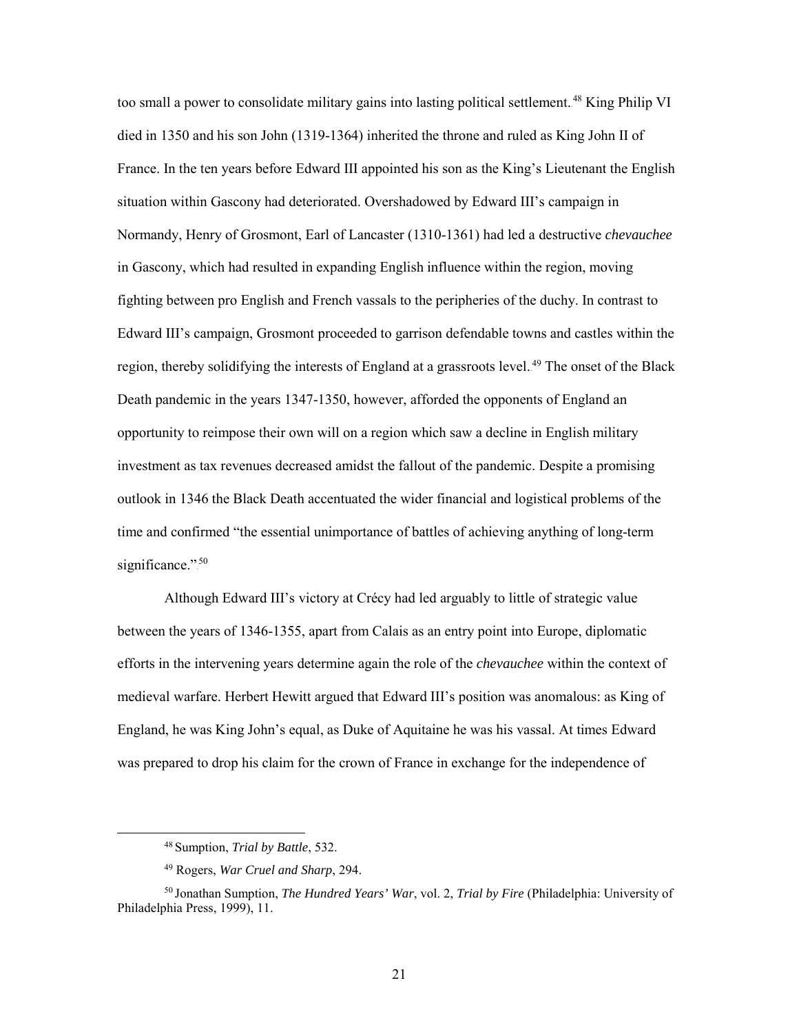too small a power to consolidate military gains into lasting political settlement.[48] King Philip VI died in 1350 and his son John (1319-1364) inherited the throne and ruled as King John II of France. In the ten years before Edward III appointed his son as the King's Lieutenant the English situation within Gascony had deteriorated. Overshadowed by Edward III's campaign in Normandy, Henry of Grosmont, Earl of Lancaster (1310-1361) had led a destructive *chevauchee* in Gascony, which had resulted in expanding English influence within the region, moving fighting between pro English and French vassals to the peripheries of the duchy. In contrast to Edward III's campaign, Grosmont proceeded to garrison defendable towns and castles within the region, thereby solidifying the interests of England at a grassroots level.[49] The onset of the Black Death pandemic in the years 1347-1350, however, afforded the opponents of England an opportunity to reimpose their own will on a region which saw a decline in English military investment as tax revenues decreased amidst the fallout of the pandemic. Despite a promising outlook in 1346 the Black Death accentuated the wider financial and logistical problems of the time and confirmed "the essential unimportance of battles of achieving anything of long-term significance."[50]

Although Edward III's victory at Crécy had led arguably to little of strategic value between the years of 1346-1355, apart from Calais as an entry point into Europe, diplomatic efforts in the intervening years determine again the role of the *chevauchee* within the context of medieval warfare. Herbert Hewitt argued that Edward III's position was anomalous: as King of England, he was King John's equal, as Duke of Aquitaine he was his vassal. At times Edward was prepared to drop his claim for the crown of France in exchange for the independence of

[48] Sumption, *Trial by Battle*, 532.

[49] Rogers, *War Cruel and Sharp*, 294.

[50] Jonathan Sumption, *The Hundred Years' War*, vol. 2, *Trial by Fire* (Philadelphia: University of Philadelphia Press, 1999), 11.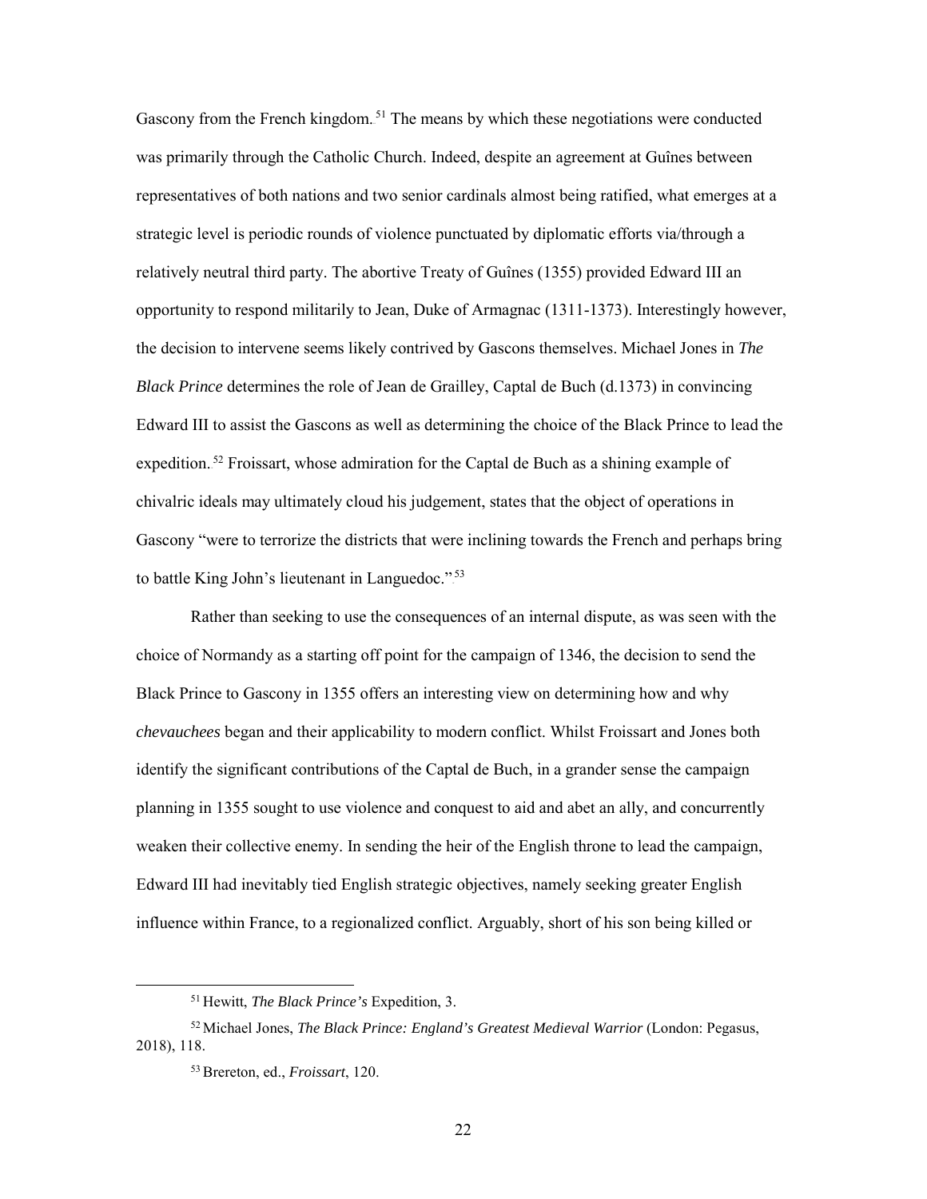Gascony from the French kingdom.[51] The means by which these negotiations were conducted was primarily through the Catholic Church. Indeed, despite an agreement at Guînes between representatives of both nations and two senior cardinals almost being ratified, what emerges at a strategic level is periodic rounds of violence punctuated by diplomatic efforts via/through a relatively neutral third party. The abortive Treaty of Guînes (1355) provided Edward III an opportunity to respond militarily to Jean, Duke of Armagnac (1311-1373). Interestingly however, the decision to intervene seems likely contrived by Gascons themselves. Michael Jones in *The Black Prince* determines the role of Jean de Grailley, Captal de Buch (d.1373) in convincing Edward III to assist the Gascons as well as determining the choice of the Black Prince to lead the expedition.[52] Froissart, whose admiration for the Captal de Buch as a shining example of chivalric ideals may ultimately cloud his judgement, states that the object of operations in Gascony "were to terrorize the districts that were inclining towards the French and perhaps bring to battle King John's lieutenant in Languedoc."[53]

Rather than seeking to use the consequences of an internal dispute, as was seen with the choice of Normandy as a starting off point for the campaign of 1346, the decision to send the Black Prince to Gascony in 1355 offers an interesting view on determining how and why *chevauchees* began and their applicability to modern conflict. Whilst Froissart and Jones both identify the significant contributions of the Captal de Buch, in a grander sense the campaign planning in 1355 sought to use violence and conquest to aid and abet an ally, and concurrently weaken their collective enemy. In sending the heir of the English throne to lead the campaign, Edward III had inevitably tied English strategic objectives, namely seeking greater English influence within France, to a regionalized conflict. Arguably, short of his son being killed or

---

[51] Hewitt, *The Black Prince's* Expedition, 3.

[52] Michael Jones, *The Black Prince: England's Greatest Medieval Warrior* (London: Pegasus, 2018), 118.

[53] Brereton, ed., *Froissart*, 120.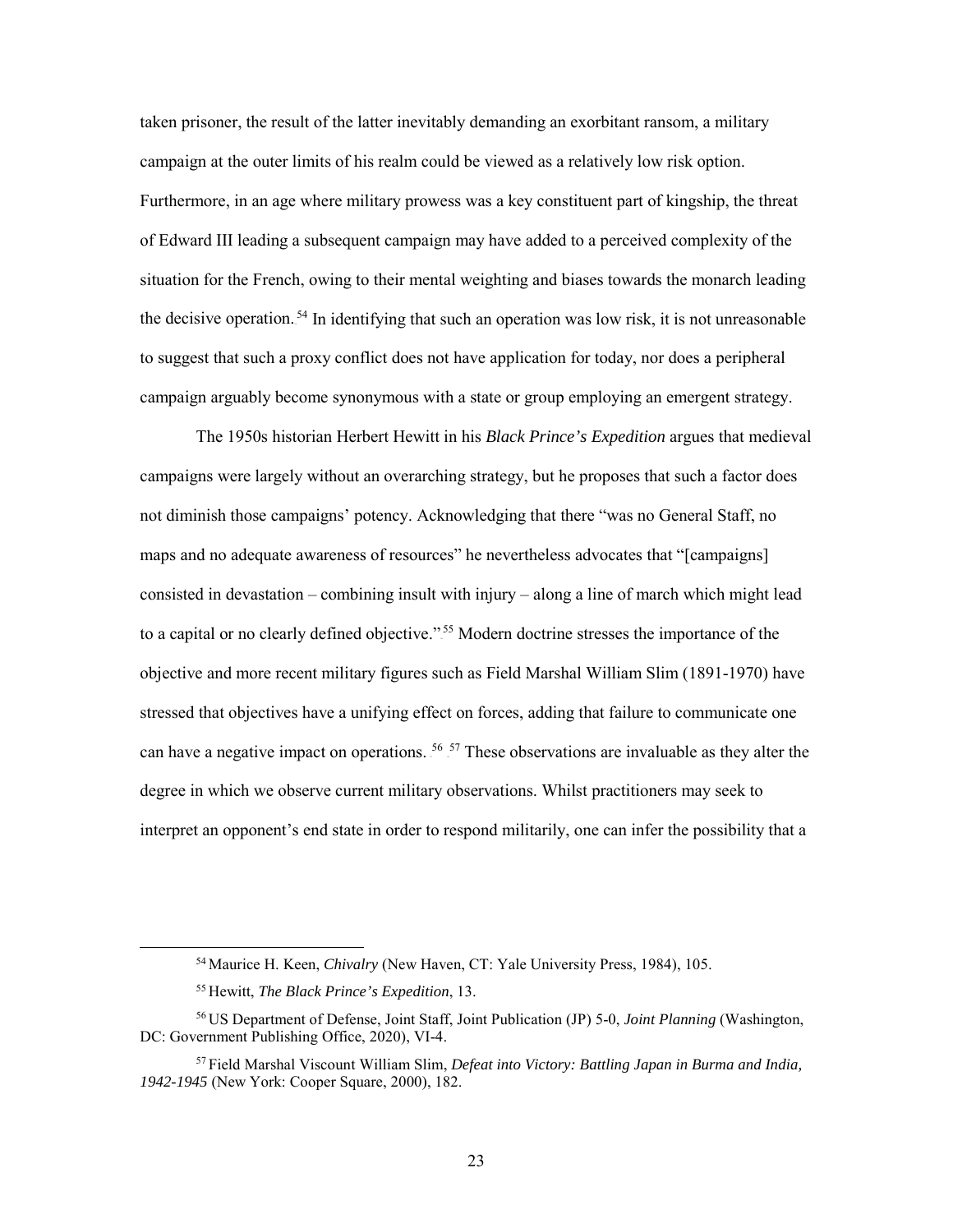taken prisoner, the result of the latter inevitably demanding an exorbitant ransom, a military campaign at the outer limits of his realm could be viewed as a relatively low risk option. Furthermore, in an age where military prowess was a key constituent part of kingship, the threat of Edward III leading a subsequent campaign may have added to a perceived complexity of the situation for the French, owing to their mental weighting and biases towards the monarch leading the decisive operation.[54] In identifying that such an operation was low risk, it is not unreasonable to suggest that such a proxy conflict does not have application for today, nor does a peripheral campaign arguably become synonymous with a state or group employing an emergent strategy.

The 1950s historian Herbert Hewitt in his *Black Prince's Expedition* argues that medieval campaigns were largely without an overarching strategy, but he proposes that such a factor does not diminish those campaigns' potency. Acknowledging that there "was no General Staff, no maps and no adequate awareness of resources" he nevertheless advocates that "[campaigns] consisted in devastation – combining insult with injury – along a line of march which might lead to a capital or no clearly defined objective."[55] Modern doctrine stresses the importance of the objective and more recent military figures such as Field Marshal William Slim (1891-1970) have stressed that objectives have a unifying effect on forces, adding that failure to communicate one can have a negative impact on operations.[56] [57] These observations are invaluable as they alter the degree in which we observe current military observations. Whilst practitioners may seek to interpret an opponent's end state in order to respond militarily, one can infer the possibility that a

---

[54] Maurice H. Keen, *Chivalry* (New Haven, CT: Yale University Press, 1984), 105.

[55] Hewitt, *The Black Prince's Expedition*, 13.

[56] US Department of Defense, Joint Staff, Joint Publication (JP) 5-0, *Joint Planning* (Washington, DC: Government Publishing Office, 2020), VI-4.

[57] Field Marshal Viscount William Slim, *Defeat into Victory: Battling Japan in Burma and India, 1942-1945* (New York: Cooper Square, 2000), 182.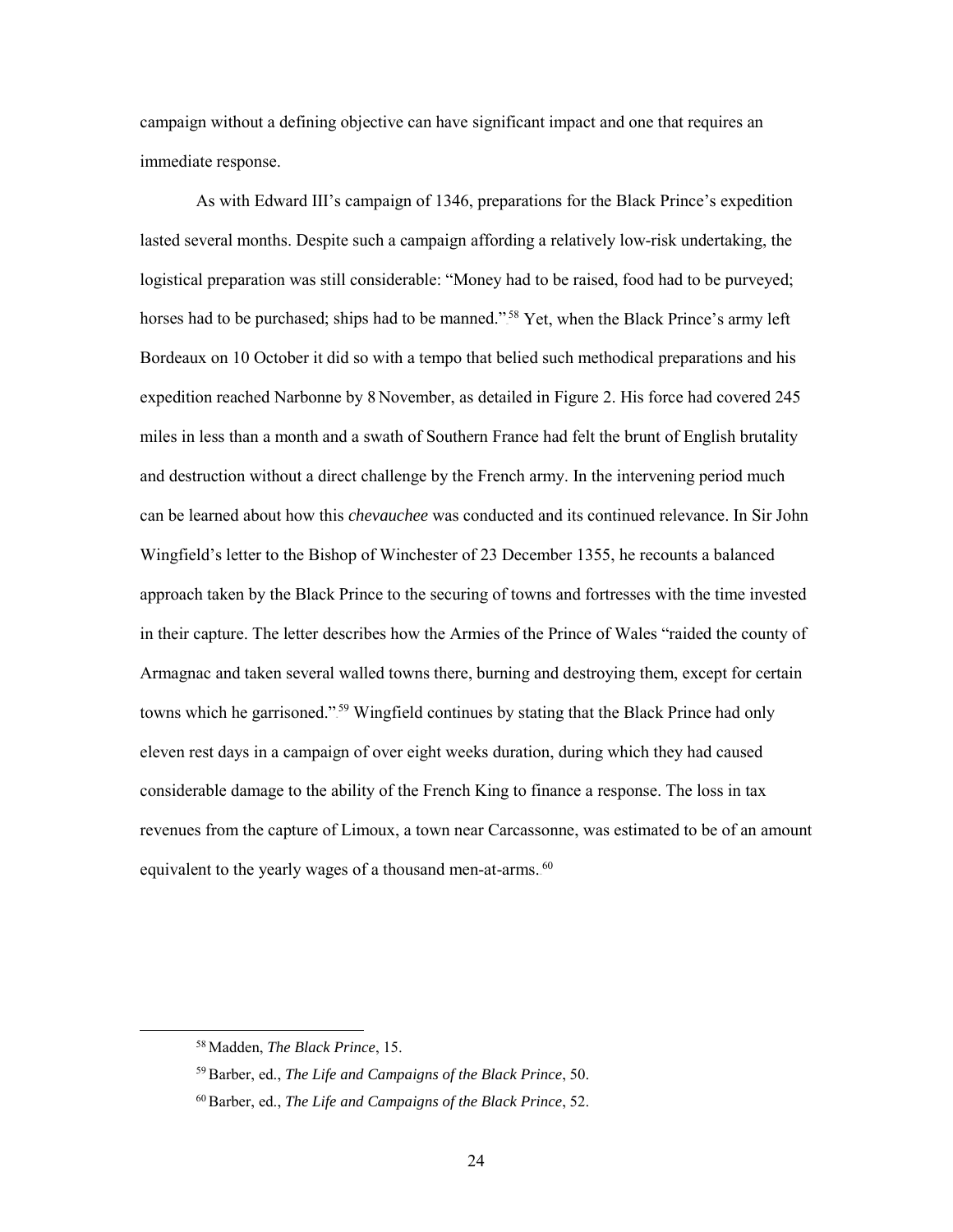campaign without a defining objective can have significant impact and one that requires an immediate response.

As with Edward III's campaign of 1346, preparations for the Black Prince's expedition lasted several months. Despite such a campaign affording a relatively low-risk undertaking, the logistical preparation was still considerable: "Money had to be raised, food had to be purveyed; horses had to be purchased; ships had to be manned."[58] Yet, when the Black Prince's army left Bordeaux on 10 October it did so with a tempo that belied such methodical preparations and his expedition reached Narbonne by 8 November, as detailed in Figure 2. His force had covered 245 miles in less than a month and a swath of Southern France had felt the brunt of English brutality and destruction without a direct challenge by the French army. In the intervening period much can be learned about how this *chevauchee* was conducted and its continued relevance. In Sir John Wingfield's letter to the Bishop of Winchester of 23 December 1355, he recounts a balanced approach taken by the Black Prince to the securing of towns and fortresses with the time invested in their capture. The letter describes how the Armies of the Prince of Wales "raided the county of Armagnac and taken several walled towns there, burning and destroying them, except for certain towns which he garrisoned."[59] Wingfield continues by stating that the Black Prince had only eleven rest days in a campaign of over eight weeks duration, during which they had caused considerable damage to the ability of the French King to finance a response. The loss in tax revenues from the capture of Limoux, a town near Carcassonne, was estimated to be of an amount equivalent to the yearly wages of a thousand men-at-arms.[60]

---

[58] Madden, *The Black Prince*, 15.

[59] Barber, ed., *The Life and Campaigns of the Black Prince*, 50.

[60] Barber, ed., *The Life and Campaigns of the Black Prince*, 52.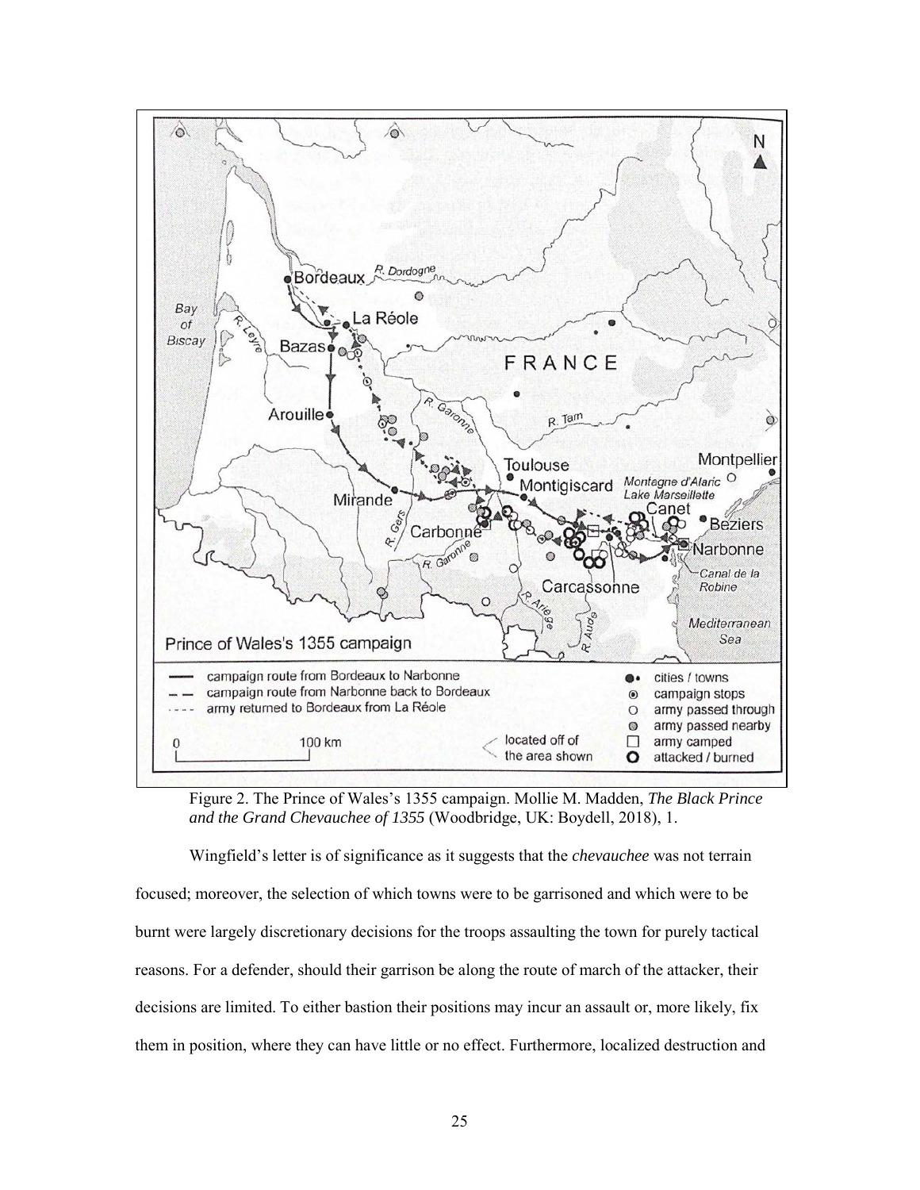Figure 2. The Prince of Wales's 1355 campaign. Mollie M. Madden, *The Black Prince and the Grand Chevauchee of 1355* (Woodbridge, UK: Boydell, 2018), 1.

Wingfield's letter is of significance as it suggests that the *chevauchee* was not terrain focused; moreover, the selection of which towns were to be garrisoned and which were to be burnt were largely discretionary decisions for the troops assaulting the town for purely tactical reasons. For a defender, should their garrison be along the route of march of the attacker, their decisions are limited. To either bastion their positions may incur an assault or, more likely, fix them in position, where they can have little or no effect. Furthermore, localized destruction and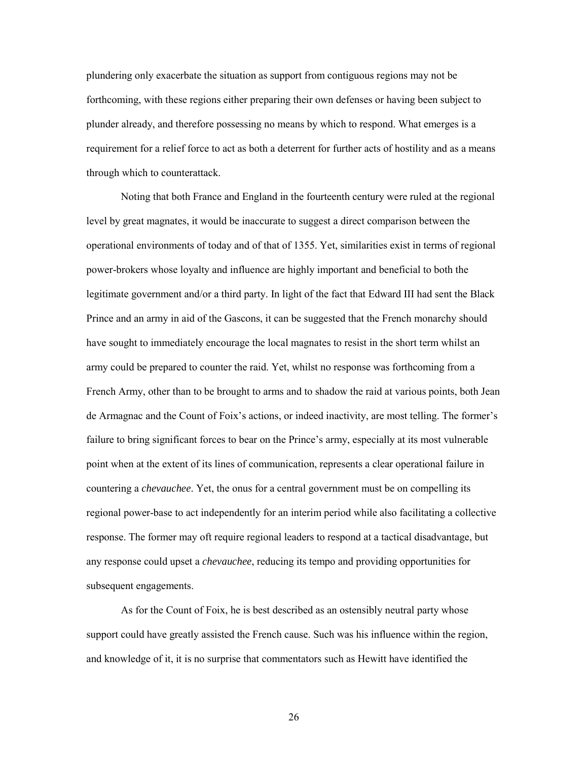plundering only exacerbate the situation as support from contiguous regions may not be forthcoming, with these regions either preparing their own defenses or having been subject to plunder already, and therefore possessing no means by which to respond. What emerges is a requirement for a relief force to act as both a deterrent for further acts of hostility and as a means through which to counterattack.

Noting that both France and England in the fourteenth century were ruled at the regional level by great magnates, it would be inaccurate to suggest a direct comparison between the operational environments of today and of that of 1355. Yet, similarities exist in terms of regional power-brokers whose loyalty and influence are highly important and beneficial to both the legitimate government and/or a third party. In light of the fact that Edward III had sent the Black Prince and an army in aid of the Gascons, it can be suggested that the French monarchy should have sought to immediately encourage the local magnates to resist in the short term whilst an army could be prepared to counter the raid. Yet, whilst no response was forthcoming from a French Army, other than to be brought to arms and to shadow the raid at various points, both Jean de Armagnac and the Count of Foix's actions, or indeed inactivity, are most telling. The former's failure to bring significant forces to bear on the Prince's army, especially at its most vulnerable point when at the extent of its lines of communication, represents a clear operational failure in countering a *chevauchee*. Yet, the onus for a central government must be on compelling its regional power-base to act independently for an interim period while also facilitating a collective response. The former may oft require regional leaders to respond at a tactical disadvantage, but any response could upset a *chevauchee*, reducing its tempo and providing opportunities for subsequent engagements.

As for the Count of Foix, he is best described as an ostensibly neutral party whose support could have greatly assisted the French cause. Such was his influence within the region, and knowledge of it, it is no surprise that commentators such as Hewitt have identified the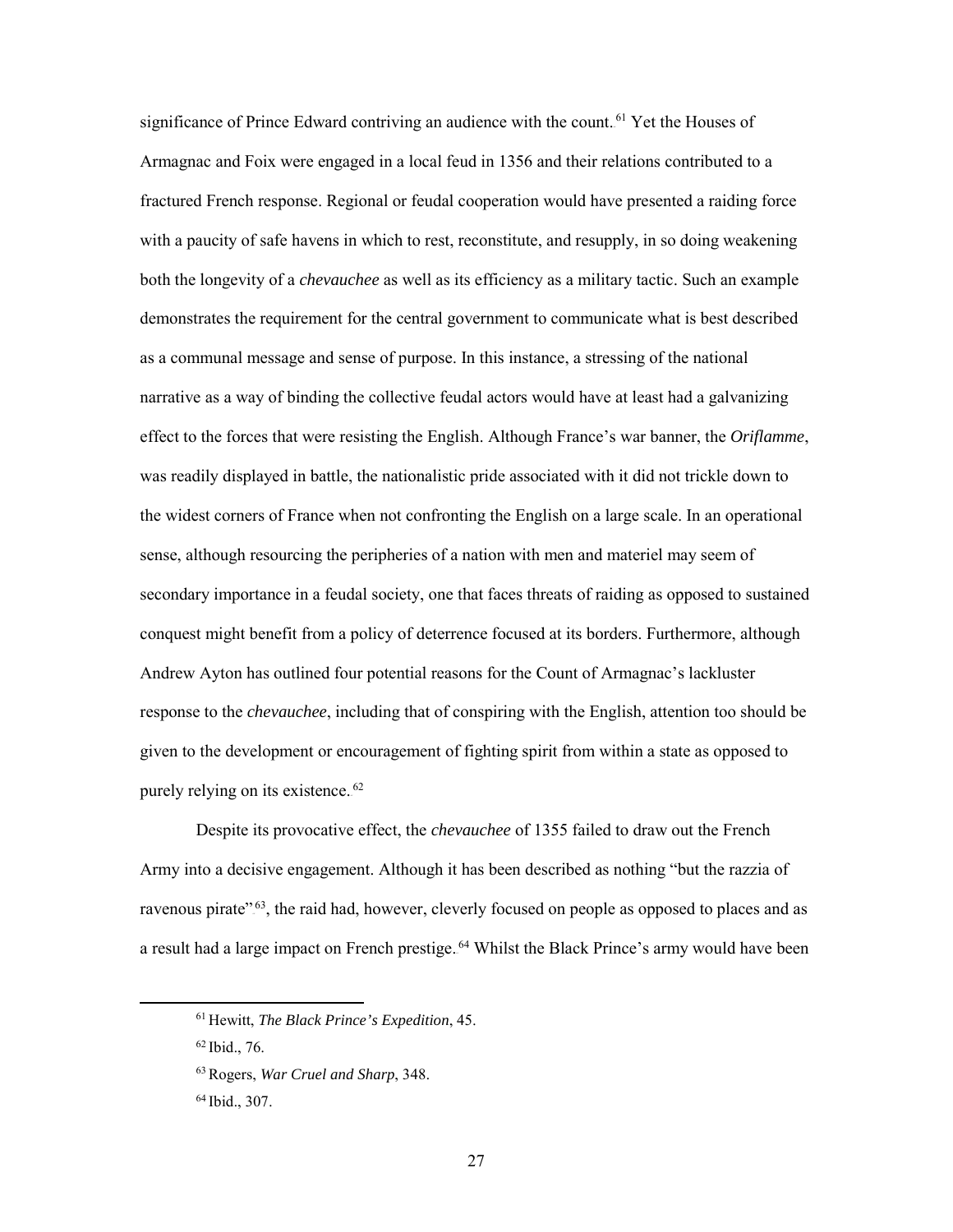significance of Prince Edward contriving an audience with the count.[61] Yet the Houses of Armagnac and Foix were engaged in a local feud in 1356 and their relations contributed to a fractured French response. Regional or feudal cooperation would have presented a raiding force with a paucity of safe havens in which to rest, reconstitute, and resupply, in so doing weakening both the longevity of a *chevauchee* as well as its efficiency as a military tactic. Such an example demonstrates the requirement for the central government to communicate what is best described as a communal message and sense of purpose. In this instance, a stressing of the national narrative as a way of binding the collective feudal actors would have at least had a galvanizing effect to the forces that were resisting the English. Although France's war banner, the *Oriflamme*, was readily displayed in battle, the nationalistic pride associated with it did not trickle down to the widest corners of France when not confronting the English on a large scale. In an operational sense, although resourcing the peripheries of a nation with men and materiel may seem of secondary importance in a feudal society, one that faces threats of raiding as opposed to sustained conquest might benefit from a policy of deterrence focused at its borders. Furthermore, although Andrew Ayton has outlined four potential reasons for the Count of Armagnac's lackluster response to the *chevauchee*, including that of conspiring with the English, attention too should be given to the development or encouragement of fighting spirit from within a state as opposed to purely relying on its existence.[62]

Despite its provocative effect, the *chevauchee* of 1355 failed to draw out the French Army into a decisive engagement. Although it has been described as nothing "but the razzia of ravenous pirate"[63], the raid had, however, cleverly focused on people as opposed to places and as a result had a large impact on French prestige.[64] Whilst the Black Prince's army would have been

[61] Hewitt, *The Black Prince's Expedition*, 45.

[62] Ibid., 76.

[63] Rogers, *War Cruel and Sharp*, 348.

[64] Ibid., 307.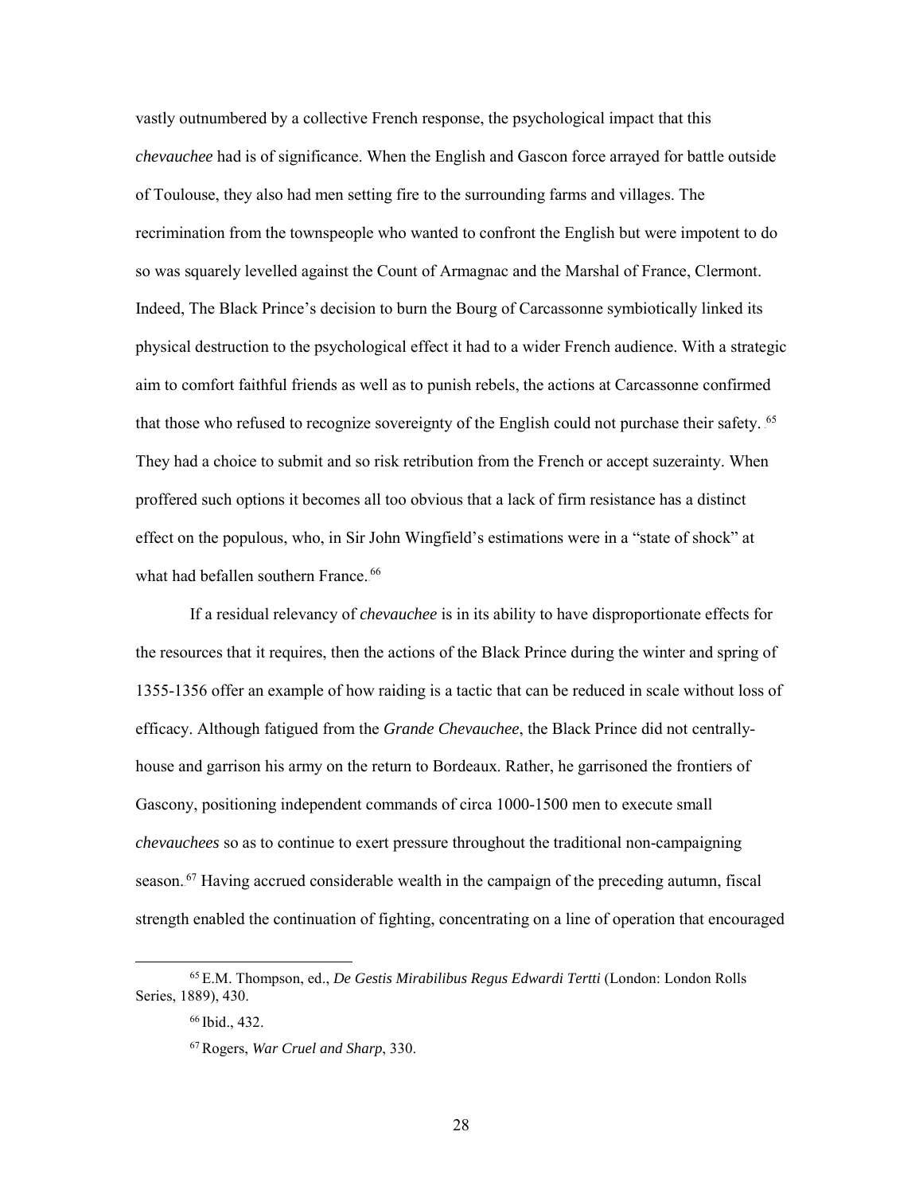vastly outnumbered by a collective French response, the psychological impact that this *chevauchee* had is of significance. When the English and Gascon force arrayed for battle outside of Toulouse, they also had men setting fire to the surrounding farms and villages. The recrimination from the townspeople who wanted to confront the English but were impotent to do so was squarely levelled against the Count of Armagnac and the Marshal of France, Clermont. Indeed, The Black Prince's decision to burn the Bourg of Carcassonne symbiotically linked its physical destruction to the psychological effect it had to a wider French audience. With a strategic aim to comfort faithful friends as well as to punish rebels, the actions at Carcassonne confirmed that those who refused to recognize sovereignty of the English could not purchase their safety. [65] They had a choice to submit and so risk retribution from the French or accept suzerainty. When proffered such options it becomes all too obvious that a lack of firm resistance has a distinct effect on the populous, who, in Sir John Wingfield's estimations were in a "state of shock" at what had befallen southern France.[66]

If a residual relevancy of *chevauchee* is in its ability to have disproportionate effects for the resources that it requires, then the actions of the Black Prince during the winter and spring of 1355-1356 offer an example of how raiding is a tactic that can be reduced in scale without loss of efficacy. Although fatigued from the *Grande Chevauchee*, the Black Prince did not centrally-house and garrison his army on the return to Bordeaux. Rather, he garrisoned the frontiers of Gascony, positioning independent commands of circa 1000-1500 men to execute small *chevauchees* so as to continue to exert pressure throughout the traditional non-campaigning season.[67] Having accrued considerable wealth in the campaign of the preceding autumn, fiscal strength enabled the continuation of fighting, concentrating on a line of operation that encouraged

[65] E.M. Thompson, ed., *De Gestis Mirabilibus Regus Edwardi Tertti* (London: London Rolls Series, 1889), 430.

[66] Ibid., 432.

[67] Rogers, *War Cruel and Sharp*, 330.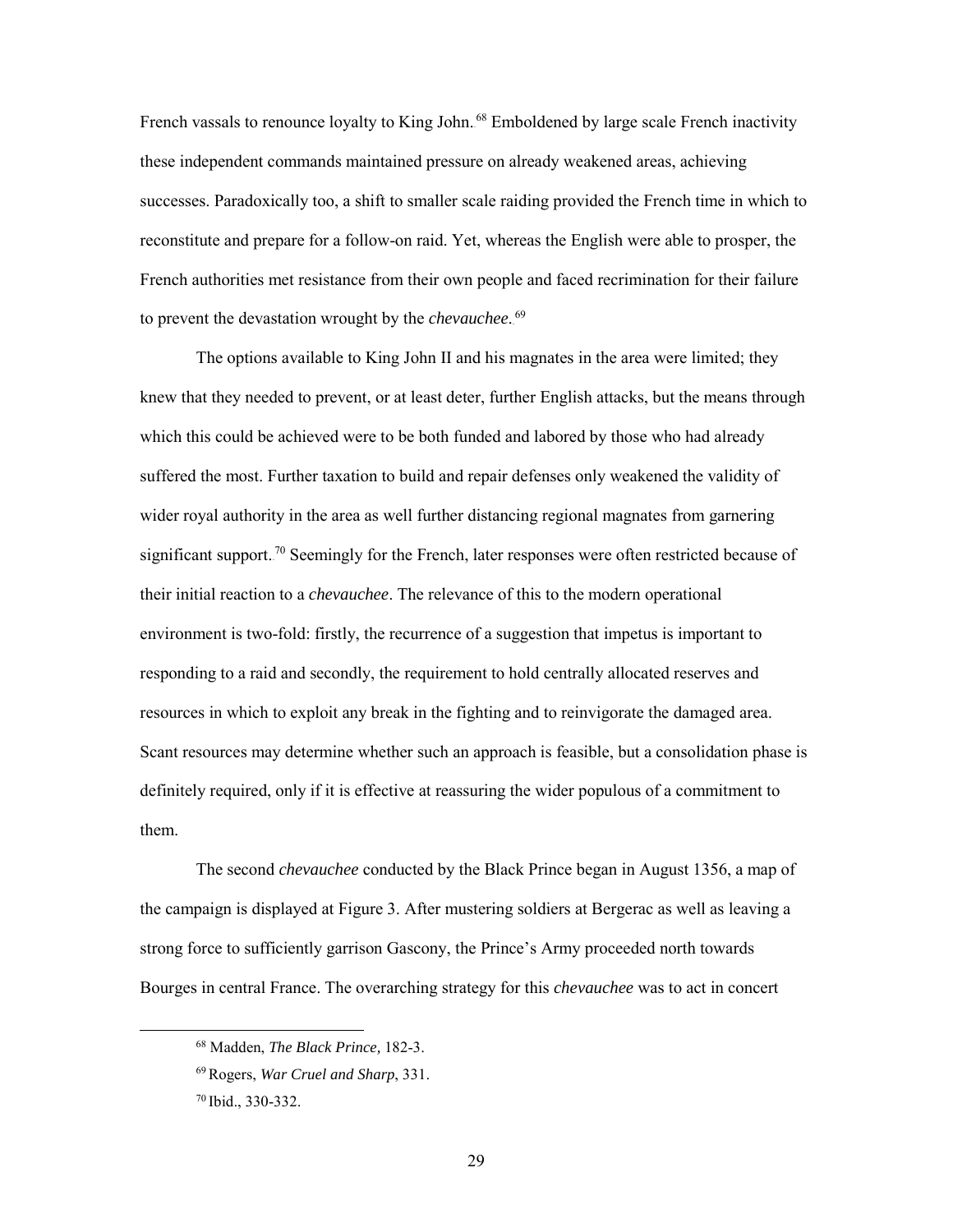French vassals to renounce loyalty to King John.[68] Emboldened by large scale French inactivity these independent commands maintained pressure on already weakened areas, achieving successes. Paradoxically too, a shift to smaller scale raiding provided the French time in which to reconstitute and prepare for a follow-on raid. Yet, whereas the English were able to prosper, the French authorities met resistance from their own people and faced recrimination for their failure to prevent the devastation wrought by the *chevauchee*.[69]

The options available to King John II and his magnates in the area were limited; they knew that they needed to prevent, or at least deter, further English attacks, but the means through which this could be achieved were to be both funded and labored by those who had already suffered the most. Further taxation to build and repair defenses only weakened the validity of wider royal authority in the area as well further distancing regional magnates from garnering significant support.[70] Seemingly for the French, later responses were often restricted because of their initial reaction to a *chevauchee*. The relevance of this to the modern operational environment is two-fold: firstly, the recurrence of a suggestion that impetus is important to responding to a raid and secondly, the requirement to hold centrally allocated reserves and resources in which to exploit any break in the fighting and to reinvigorate the damaged area. Scant resources may determine whether such an approach is feasible, but a consolidation phase is definitely required, only if it is effective at reassuring the wider populous of a commitment to them.

The second *chevauchee* conducted by the Black Prince began in August 1356, a map of the campaign is displayed at Figure 3. After mustering soldiers at Bergerac as well as leaving a strong force to sufficiently garrison Gascony, the Prince's Army proceeded north towards Bourges in central France. The overarching strategy for this *chevauchee* was to act in concert

---

[68] Madden, *The Black Prince,* 182-3.

[69] Rogers, *War Cruel and Sharp*, 331.

[70] Ibid., 330-332.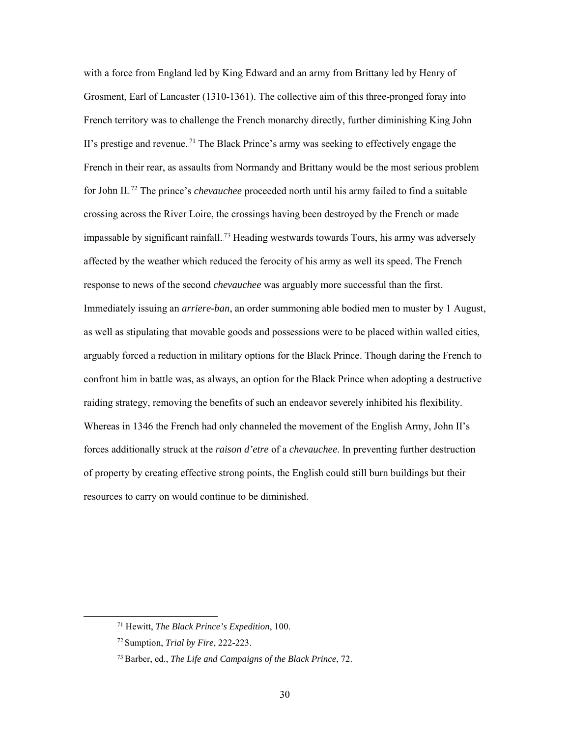with a force from England led by King Edward and an army from Brittany led by Henry of Grosment, Earl of Lancaster (1310-1361). The collective aim of this three-pronged foray into French territory was to challenge the French monarchy directly, further diminishing King John II's prestige and revenue.[71] The Black Prince's army was seeking to effectively engage the French in their rear, as assaults from Normandy and Brittany would be the most serious problem for John II.[72] The prince's *chevauchee* proceeded north until his army failed to find a suitable crossing across the River Loire, the crossings having been destroyed by the French or made impassable by significant rainfall.[73] Heading westwards towards Tours, his army was adversely affected by the weather which reduced the ferocity of his army as well its speed. The French response to news of the second *chevauchee* was arguably more successful than the first. Immediately issuing an *arriere-ban*, an order summoning able bodied men to muster by 1 August, as well as stipulating that movable goods and possessions were to be placed within walled cities, arguably forced a reduction in military options for the Black Prince. Though daring the French to confront him in battle was, as always, an option for the Black Prince when adopting a destructive raiding strategy, removing the benefits of such an endeavor severely inhibited his flexibility. Whereas in 1346 the French had only channeled the movement of the English Army, John II's forces additionally struck at the *raison d'etre* of a *chevauchee*. In preventing further destruction of property by creating effective strong points, the English could still burn buildings but their resources to carry on would continue to be diminished.

[71] Hewitt, *The Black Prince's Expedition*, 100.

[72] Sumption, *Trial by Fire*, 222-223.

[73] Barber, ed., *The Life and Campaigns of the Black Prince*, 72.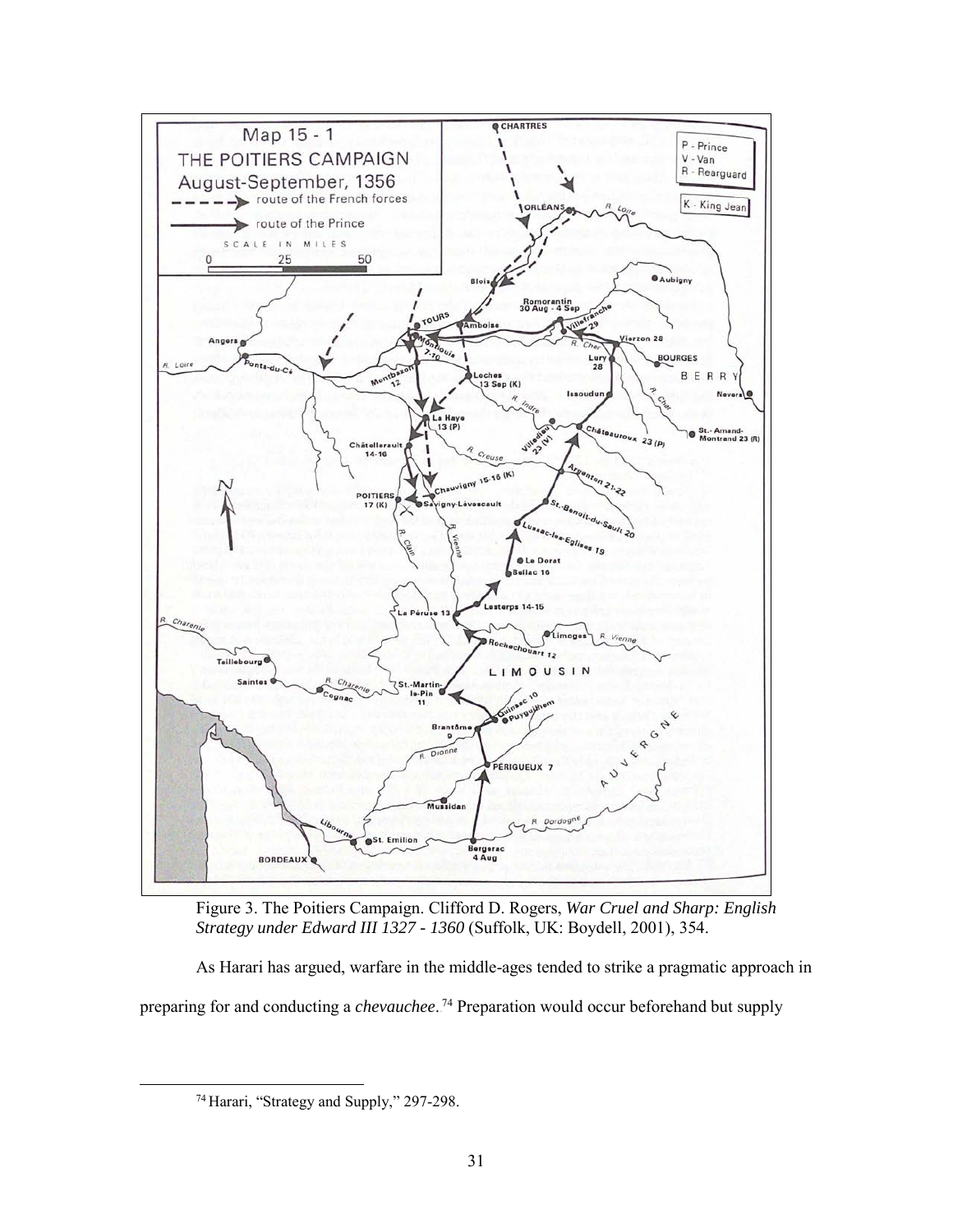Figure 3. The Poitiers Campaign. Clifford D. Rogers, *War Cruel and Sharp: English Strategy under Edward III 1327 - 1360* (Suffolk, UK: Boydell, 2001), 354.

As Harari has argued, warfare in the middle-ages tended to strike a pragmatic approach in preparing for and conducting a *chevauchee*.[74] Preparation would occur beforehand but supply

---

[74] Harari, "Strategy and Supply," 297-298.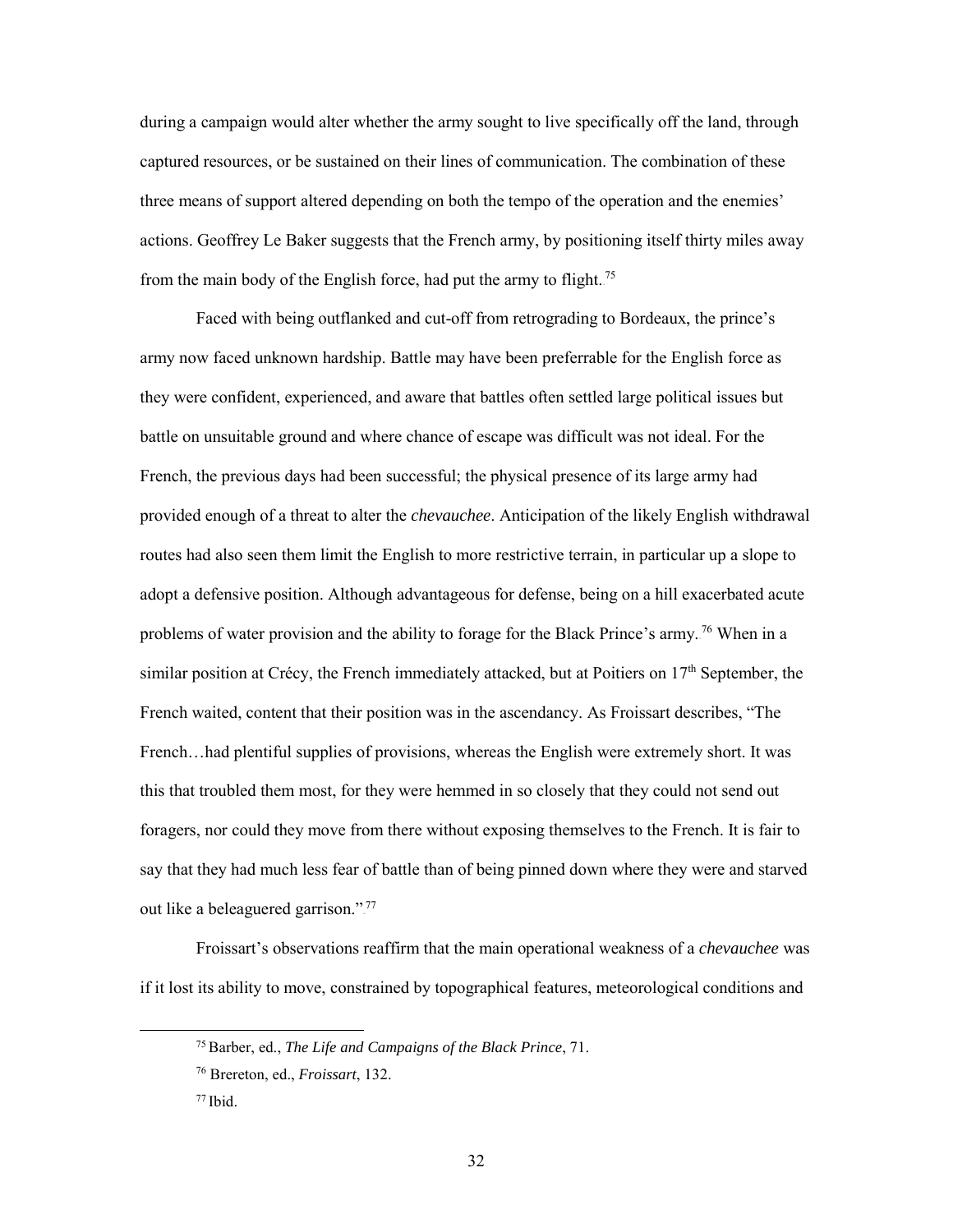during a campaign would alter whether the army sought to live specifically off the land, through captured resources, or be sustained on their lines of communication. The combination of these three means of support altered depending on both the tempo of the operation and the enemies' actions. Geoffrey Le Baker suggests that the French army, by positioning itself thirty miles away from the main body of the English force, had put the army to flight.[75]

Faced with being outflanked and cut-off from retrograding to Bordeaux, the prince's army now faced unknown hardship. Battle may have been preferrable for the English force as they were confident, experienced, and aware that battles often settled large political issues but battle on unsuitable ground and where chance of escape was difficult was not ideal. For the French, the previous days had been successful; the physical presence of its large army had provided enough of a threat to alter the *chevauchee*. Anticipation of the likely English withdrawal routes had also seen them limit the English to more restrictive terrain, in particular up a slope to adopt a defensive position. Although advantageous for defense, being on a hill exacerbated acute problems of water provision and the ability to forage for the Black Prince's army.[76] When in a similar position at Crécy, the French immediately attacked, but at Poitiers on 17th September, the French waited, content that their position was in the ascendancy. As Froissart describes, "The French…had plentiful supplies of provisions, whereas the English were extremely short. It was this that troubled them most, for they were hemmed in so closely that they could not send out foragers, nor could they move from there without exposing themselves to the French. It is fair to say that they had much less fear of battle than of being pinned down where they were and starved out like a beleaguered garrison."[77]

Froissart's observations reaffirm that the main operational weakness of a *chevauchee* was if it lost its ability to move, constrained by topographical features, meteorological conditions and

---

[75] Barber, ed., *The Life and Campaigns of the Black Prince*, 71.

[76] Brereton, ed., *Froissart*, 132.

[77] Ibid.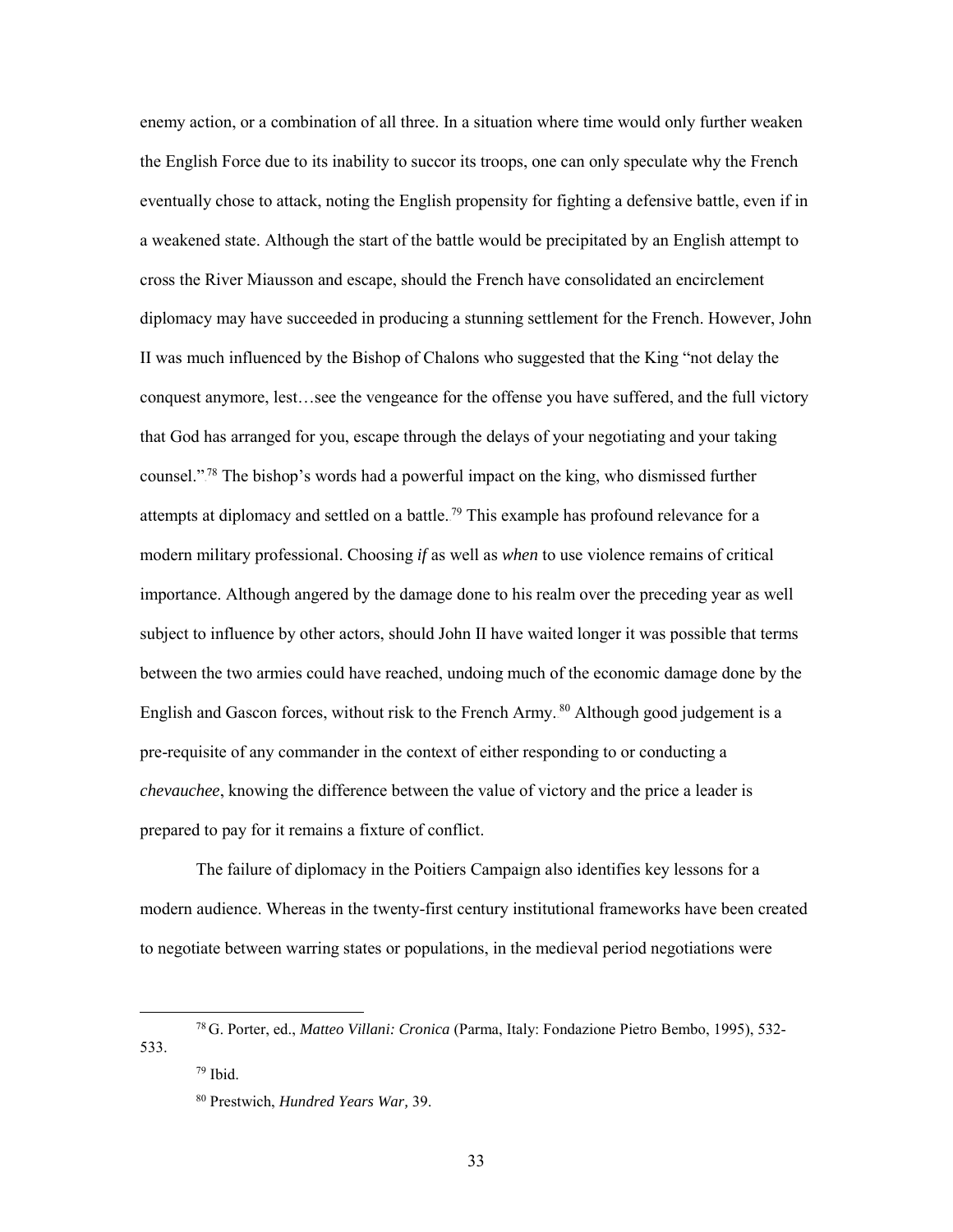enemy action, or a combination of all three. In a situation where time would only further weaken the English Force due to its inability to succor its troops, one can only speculate why the French eventually chose to attack, noting the English propensity for fighting a defensive battle, even if in a weakened state. Although the start of the battle would be precipitated by an English attempt to cross the River Miausson and escape, should the French have consolidated an encirclement diplomacy may have succeeded in producing a stunning settlement for the French. However, John II was much influenced by the Bishop of Chalons who suggested that the King "not delay the conquest anymore, lest…see the vengeance for the offense you have suffered, and the full victory that God has arranged for you, escape through the delays of your negotiating and your taking counsel."[78] The bishop's words had a powerful impact on the king, who dismissed further attempts at diplomacy and settled on a battle.[79] This example has profound relevance for a modern military professional. Choosing *if* as well as *when* to use violence remains of critical importance. Although angered by the damage done to his realm over the preceding year as well subject to influence by other actors, should John II have waited longer it was possible that terms between the two armies could have reached, undoing much of the economic damage done by the English and Gascon forces, without risk to the French Army.[80] Although good judgement is a pre-requisite of any commander in the context of either responding to or conducting a *chevauchee*, knowing the difference between the value of victory and the price a leader is prepared to pay for it remains a fixture of conflict.

The failure of diplomacy in the Poitiers Campaign also identifies key lessons for a modern audience. Whereas in the twenty-first century institutional frameworks have been created to negotiate between warring states or populations, in the medieval period negotiations were

---

[78] G. Porter, ed., *Matteo Villani: Cronica* (Parma, Italy: Fondazione Pietro Bembo, 1995), 532-533.

[79] Ibid.

[80] Prestwich, *Hundred Years War,* 39.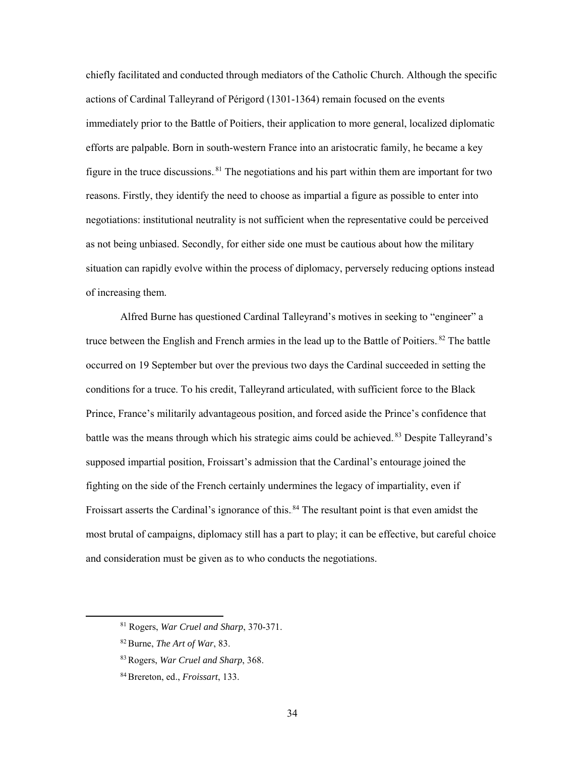chiefly facilitated and conducted through mediators of the Catholic Church. Although the specific actions of Cardinal Talleyrand of Périgord (1301-1364) remain focused on the events immediately prior to the Battle of Poitiers, their application to more general, localized diplomatic efforts are palpable. Born in south-western France into an aristocratic family, he became a key figure in the truce discussions.[81] The negotiations and his part within them are important for two reasons. Firstly, they identify the need to choose as impartial a figure as possible to enter into negotiations: institutional neutrality is not sufficient when the representative could be perceived as not being unbiased. Secondly, for either side one must be cautious about how the military situation can rapidly evolve within the process of diplomacy, perversely reducing options instead of increasing them.

Alfred Burne has questioned Cardinal Talleyrand's motives in seeking to "engineer" a truce between the English and French armies in the lead up to the Battle of Poitiers.[82] The battle occurred on 19 September but over the previous two days the Cardinal succeeded in setting the conditions for a truce. To his credit, Talleyrand articulated, with sufficient force to the Black Prince, France's militarily advantageous position, and forced aside the Prince's confidence that battle was the means through which his strategic aims could be achieved.[83] Despite Talleyrand's supposed impartial position, Froissart's admission that the Cardinal's entourage joined the fighting on the side of the French certainly undermines the legacy of impartiality, even if Froissart asserts the Cardinal's ignorance of this.[84] The resultant point is that even amidst the most brutal of campaigns, diplomacy still has a part to play; it can be effective, but careful choice and consideration must be given as to who conducts the negotiations.

---

[81] Rogers, *War Cruel and Sharp*, 370-371.

[82] Burne, *The Art of War*, 83.

[83] Rogers, *War Cruel and Sharp*, 368.

[84] Brereton, ed., *Froissart*, 133.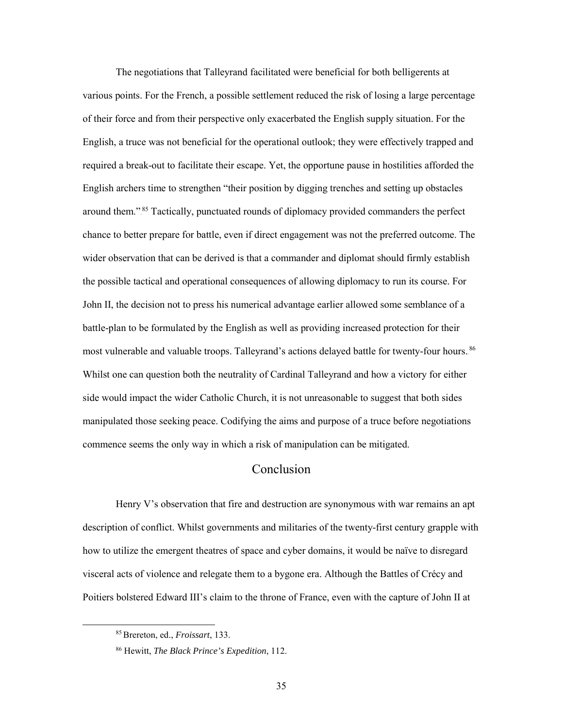The negotiations that Talleyrand facilitated were beneficial for both belligerents at various points. For the French, a possible settlement reduced the risk of losing a large percentage of their force and from their perspective only exacerbated the English supply situation. For the English, a truce was not beneficial for the operational outlook; they were effectively trapped and required a break-out to facilitate their escape. Yet, the opportune pause in hostilities afforded the English archers time to strengthen "their position by digging trenches and setting up obstacles around them."[85] Tactically, punctuated rounds of diplomacy provided commanders the perfect chance to better prepare for battle, even if direct engagement was not the preferred outcome. The wider observation that can be derived is that a commander and diplomat should firmly establish the possible tactical and operational consequences of allowing diplomacy to run its course. For John II, the decision not to press his numerical advantage earlier allowed some semblance of a battle-plan to be formulated by the English as well as providing increased protection for their most vulnerable and valuable troops. Talleyrand's actions delayed battle for twenty-four hours.[86] Whilst one can question both the neutrality of Cardinal Talleyrand and how a victory for either side would impact the wider Catholic Church, it is not unreasonable to suggest that both sides manipulated those seeking peace. Codifying the aims and purpose of a truce before negotiations commence seems the only way in which a risk of manipulation can be mitigated.

## Conclusion

Henry V's observation that fire and destruction are synonymous with war remains an apt description of conflict. Whilst governments and militaries of the twenty-first century grapple with how to utilize the emergent theatres of space and cyber domains, it would be naïve to disregard visceral acts of violence and relegate them to a bygone era. Although the Battles of Crécy and Poitiers bolstered Edward III's claim to the throne of France, even with the capture of John II at

---

[85] Brereton, ed., *Froissart*, 133.

[86] Hewitt, *The Black Prince's Expedition*, 112.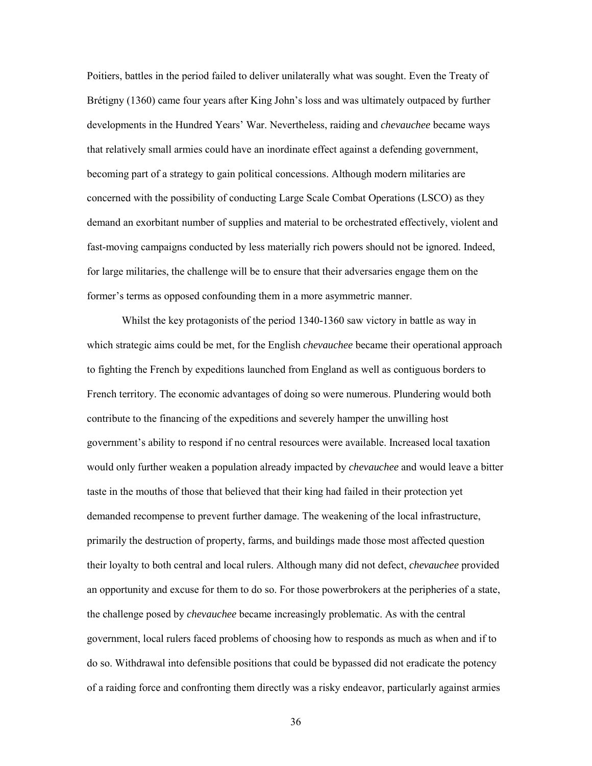Poitiers, battles in the period failed to deliver unilaterally what was sought. Even the Treaty of Brétigny (1360) came four years after King John's loss and was ultimately outpaced by further developments in the Hundred Years' War. Nevertheless, raiding and *chevauchee* became ways that relatively small armies could have an inordinate effect against a defending government, becoming part of a strategy to gain political concessions. Although modern militaries are concerned with the possibility of conducting Large Scale Combat Operations (LSCO) as they demand an exorbitant number of supplies and material to be orchestrated effectively, violent and fast-moving campaigns conducted by less materially rich powers should not be ignored. Indeed, for large militaries, the challenge will be to ensure that their adversaries engage them on the former's terms as opposed confounding them in a more asymmetric manner.

Whilst the key protagonists of the period 1340-1360 saw victory in battle as way in which strategic aims could be met, for the English *chevauchee* became their operational approach to fighting the French by expeditions launched from England as well as contiguous borders to French territory. The economic advantages of doing so were numerous. Plundering would both contribute to the financing of the expeditions and severely hamper the unwilling host government's ability to respond if no central resources were available. Increased local taxation would only further weaken a population already impacted by *chevauchee* and would leave a bitter taste in the mouths of those that believed that their king had failed in their protection yet demanded recompense to prevent further damage. The weakening of the local infrastructure, primarily the destruction of property, farms, and buildings made those most affected question their loyalty to both central and local rulers. Although many did not defect, *chevauchee* provided an opportunity and excuse for them to do so. For those powerbrokers at the peripheries of a state, the challenge posed by *chevauchee* became increasingly problematic. As with the central government, local rulers faced problems of choosing how to responds as much as when and if to do so. Withdrawal into defensible positions that could be bypassed did not eradicate the potency of a raiding force and confronting them directly was a risky endeavor, particularly against armies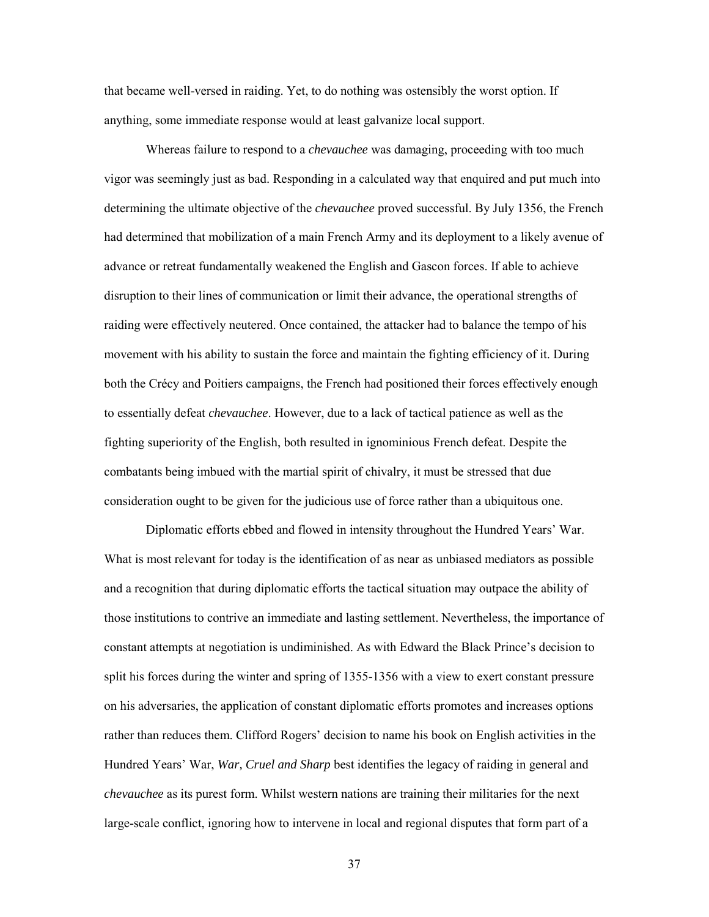that became well-versed in raiding. Yet, to do nothing was ostensibly the worst option. If anything, some immediate response would at least galvanize local support.

Whereas failure to respond to a *chevauchee* was damaging, proceeding with too much vigor was seemingly just as bad. Responding in a calculated way that enquired and put much into determining the ultimate objective of the *chevauchee* proved successful. By July 1356, the French had determined that mobilization of a main French Army and its deployment to a likely avenue of advance or retreat fundamentally weakened the English and Gascon forces. If able to achieve disruption to their lines of communication or limit their advance, the operational strengths of raiding were effectively neutered. Once contained, the attacker had to balance the tempo of his movement with his ability to sustain the force and maintain the fighting efficiency of it. During both the Crécy and Poitiers campaigns, the French had positioned their forces effectively enough to essentially defeat *chevauchee*. However, due to a lack of tactical patience as well as the fighting superiority of the English, both resulted in ignominious French defeat. Despite the combatants being imbued with the martial spirit of chivalry, it must be stressed that due consideration ought to be given for the judicious use of force rather than a ubiquitous one.

Diplomatic efforts ebbed and flowed in intensity throughout the Hundred Years' War. What is most relevant for today is the identification of as near as unbiased mediators as possible and a recognition that during diplomatic efforts the tactical situation may outpace the ability of those institutions to contrive an immediate and lasting settlement. Nevertheless, the importance of constant attempts at negotiation is undiminished. As with Edward the Black Prince's decision to split his forces during the winter and spring of 1355-1356 with a view to exert constant pressure on his adversaries, the application of constant diplomatic efforts promotes and increases options rather than reduces them. Clifford Rogers' decision to name his book on English activities in the Hundred Years' War, *War, Cruel and Sharp* best identifies the legacy of raiding in general and *chevauchee* as its purest form. Whilst western nations are training their militaries for the next large-scale conflict, ignoring how to intervene in local and regional disputes that form part of a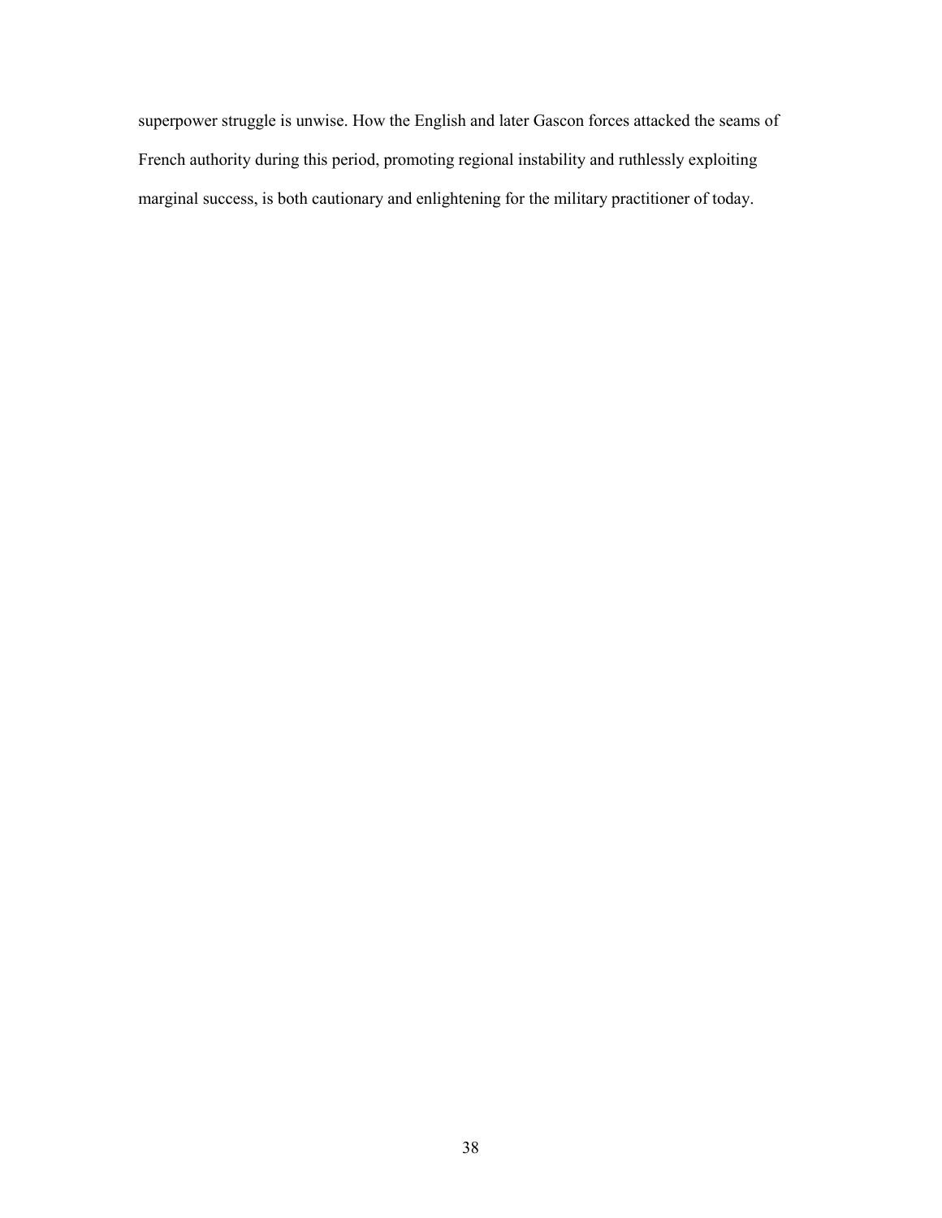superpower struggle is unwise. How the English and later Gascon forces attacked the seams of French authority during this period, promoting regional instability and ruthlessly exploiting marginal success, is both cautionary and enlightening for the military practitioner of today.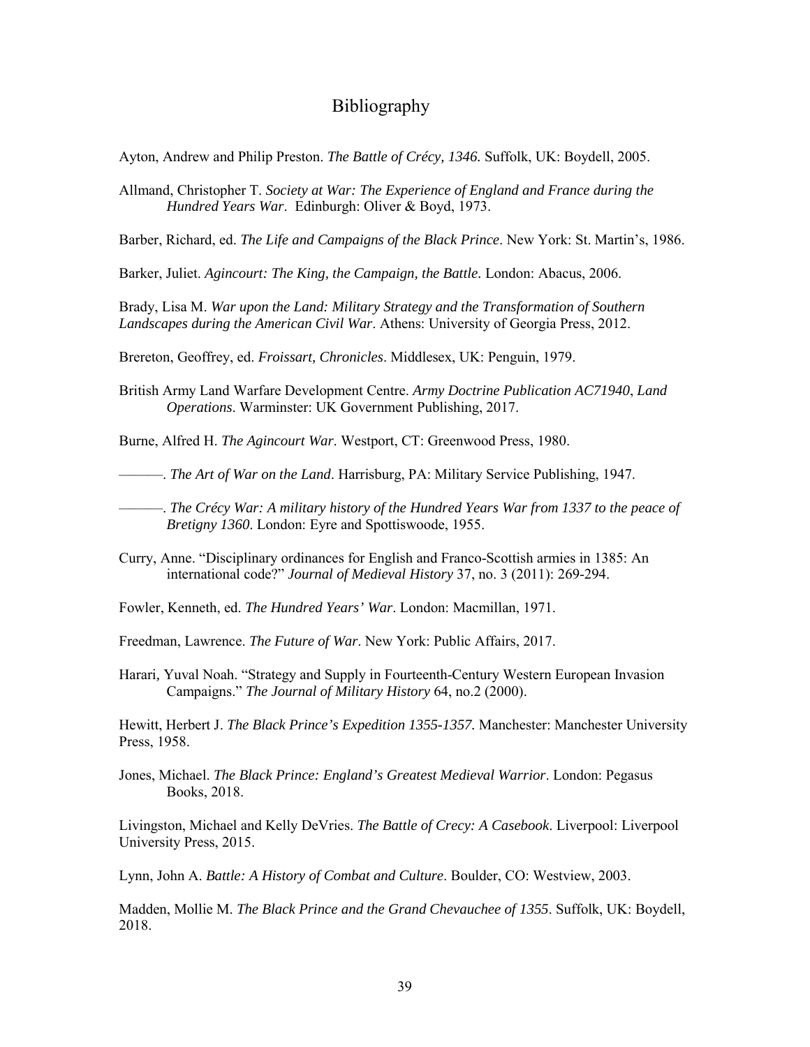# Bibliography

Ayton, Andrew and Philip Preston. *The Battle of Crécy, 1346.* Suffolk, UK: Boydell, 2005.

Allmand, Christopher T. *Society at War: The Experience of England and France during the Hundred Years War*. Edinburgh: Oliver & Boyd, 1973.

Barber, Richard, ed. *The Life and Campaigns of the Black Prince*. New York: St. Martin's, 1986.

Barker, Juliet. *Agincourt: The King, the Campaign, the Battle.* London: Abacus, 2006.

Brady, Lisa M. *War upon the Land: Military Strategy and the Transformation of Southern Landscapes during the American Civil War*. Athens: University of Georgia Press, 2012.

Brereton, Geoffrey, ed. *Froissart, Chronicles*. Middlesex, UK: Penguin, 1979.

British Army Land Warfare Development Centre. *Army Doctrine Publication AC71940*, *Land Operations*. Warminster: UK Government Publishing, 2017.

Burne, Alfred H. *The Agincourt War*. Westport, CT: Greenwood Press, 1980.

———. *The Art of War on the Land*. Harrisburg, PA: Military Service Publishing, 1947.

———. *The Crécy War: A military history of the Hundred Years War from 1337 to the peace of Bretigny 1360*. London: Eyre and Spottiswoode, 1955.

Curry, Anne. "Disciplinary ordinances for English and Franco-Scottish armies in 1385: An international code?" *Journal of Medieval History* 37, no. 3 (2011): 269-294.

Fowler, Kenneth, ed. *The Hundred Years' War*. London: Macmillan, 1971.

Freedman, Lawrence. *The Future of War*. New York: Public Affairs, 2017.

Harari, Yuval Noah. "Strategy and Supply in Fourteenth-Century Western European Invasion Campaigns." *The Journal of Military History* 64, no.2 (2000).

Hewitt, Herbert J. *The Black Prince's Expedition 1355-1357.* Manchester: Manchester University Press, 1958.

Jones, Michael. *The Black Prince: England's Greatest Medieval Warrior*. London: Pegasus Books, 2018.

Livingston, Michael and Kelly DeVries. *The Battle of Crecy: A Casebook*. Liverpool: Liverpool University Press, 2015.

Lynn, John A. *Battle: A History of Combat and Culture*. Boulder, CO: Westview, 2003.

Madden, Mollie M. *The Black Prince and the Grand Chevauchee of 1355*. Suffolk, UK: Boydell, 2018.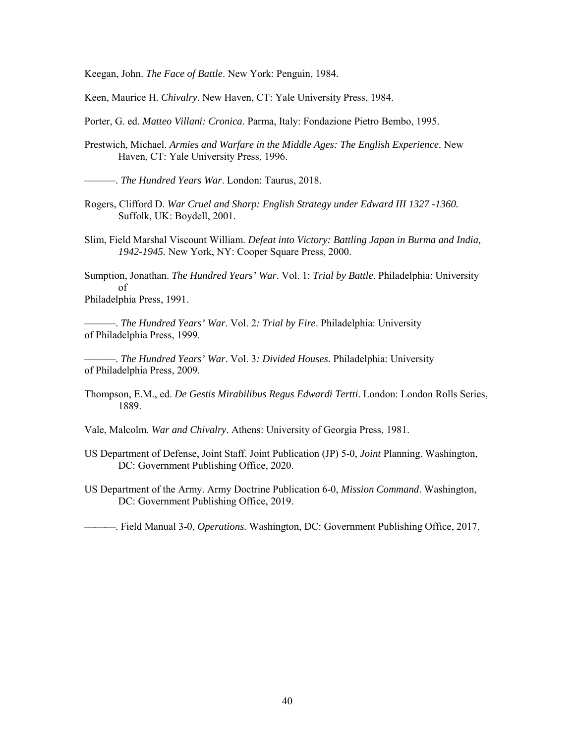Keegan, John. *The Face of Battle*. New York: Penguin, 1984.

Keen, Maurice H. *Chivalry*. New Haven, CT: Yale University Press, 1984.

Porter, G. ed. *Matteo Villani: Cronica*. Parma, Italy: Fondazione Pietro Bembo, 1995.

Prestwich, Michael. *Armies and Warfare in the Middle Ages: The English Experience.* New Haven, CT: Yale University Press, 1996.

———. *The Hundred Years War*. London: Taurus, 2018.

Rogers, Clifford D. *War Cruel and Sharp: English Strategy under Edward III 1327 -1360.* Suffolk, UK: Boydell, 2001.

Slim, Field Marshal Viscount William. *Defeat into Victory: Battling Japan in Burma and India, 1942-1945.* New York, NY: Cooper Square Press, 2000.

Sumption, Jonathan. *The Hundred Years' War*. Vol. 1: *Trial by Battle*. Philadelphia: University of Philadelphia Press, 1991.

———. *The Hundred Years' War*. Vol. 2*: Trial by Fire*. Philadelphia: University of Philadelphia Press, 1999.

———. *The Hundred Years' War*. Vol. 3*: Divided Houses*. Philadelphia: University of Philadelphia Press, 2009.

Thompson, E.M., ed. *De Gestis Mirabilibus Regus Edwardi Tertti*. London: London Rolls Series, 1889.

Vale, Malcolm. *War and Chivalry*. Athens: University of Georgia Press, 1981.

US Department of Defense, Joint Staff. Joint Publication (JP) 5-0, *Joint* Planning. Washington, DC: Government Publishing Office, 2020.

US Department of the Army. Army Doctrine Publication 6-0, *Mission Command*. Washington, DC: Government Publishing Office, 2019.

———. Field Manual 3-0, *Operations*. Washington, DC: Government Publishing Office, 2017.